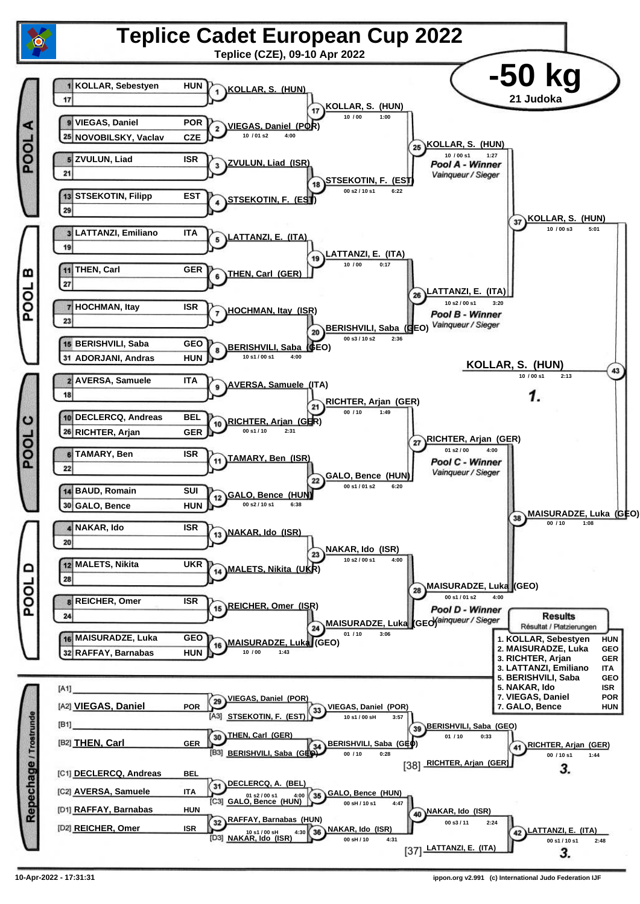# Teplice Cadet European Cup 2022

**Teplice (CZE), 09-10 Apr 2022**

## -50 kg

**21 Judoka**

### POOL A

| Seed | Name | Nation |
|---|---|---|
| 1 | KOLLAR, Sebestyen | HUN |
| 17 | | |
| 9 | VIEGAS, Daniel | POR |
| 25 | NOVOBILSKY, Vaclav | CZE |
| 5 | ZVULUN, Liad | ISR |
| 21 | | |
| 13 | STSEKOTIN, Filipp | EST |
| 29 | | |

- (1) KOLLAR, S. (HUN)
- (2) VIEGAS, Daniel (POR) — 10 / 01 s2 — 4:00
- (3) ZVULUN, Liad (ISR)
- (4) STSEKOTIN, F. (EST)
- (17) KOLLAR, S. (HUN) — 10 / 00 — 1:00
- (18) STSEKOTIN, F. (EST) — 00 s2 / 10 s1 — 6:22
- (25) KOLLAR, S. (HUN) — 10 / 00 s1 — 1:27 — *Pool A - Winner* / *Vainqueur / Sieger*

### POOL B

| Seed | Name | Nation |
|---|---|---|
| 3 | LATTANZI, Emiliano | ITA |
| 19 | | |
| 11 | THEN, Carl | GER |
| 27 | | |
| 7 | HOCHMAN, Itay | ISR |
| 23 | | |
| 15 | BERISHVILI, Saba | GEO |
| 31 | ADORJANI, Andras | HUN |

- (5) LATTANZI, E. (ITA)
- (6) THEN, Carl (GER)
- (7) HOCHMAN, Itay (ISR)
- (8) BERISHVILI, Saba (GEO) — 10 s1 / 00 s1 — 4:00
- (19) LATTANZI, E. (ITA) — 10 / 00 — 0:17
- (20) BERISHVILI, Saba (GEO) — 00 s3 / 10 s2 — 2:36
- (26) LATTANZI, E. (ITA) — 10 s2 / 00 s1 — 3:20 — *Pool B - Winner* / *Vainqueur / Sieger*

### POOL C

| Seed | Name | Nation |
|---|---|---|
| 2 | AVERSA, Samuele | ITA |
| 18 | | |
| 10 | DECLERCQ, Andreas | BEL |
| 26 | RICHTER, Arjan | GER |
| 6 | TAMARY, Ben | ISR |
| 22 | | |
| 14 | BAUD, Romain | SUI |
| 30 | GALO, Bence | HUN |

- (9) AVERSA, Samuele (ITA)
- (10) RICHTER, Arjan (GER) — 00 s1 / 10 — 2:31
- (11) TAMARY, Ben (ISR)
- (12) GALO, Bence (HUN) — 00 s2 / 10 s1 — 6:38
- (21) RICHTER, Arjan (GER) — 00 / 10 — 1:49
- (22) GALO, Bence (HUN) — 00 s1 / 01 s2 — 6:20
- (27) RICHTER, Arjan (GER) — 01 s2 / 00 — 4:00 — *Pool C - Winner* / *Vainqueur / Sieger*

### POOL D

| Seed | Name | Nation |
|---|---|---|
| 4 | NAKAR, Ido | ISR |
| 20 | | |
| 12 | MALETS, Nikita | UKR |
| 28 | | |
| 8 | REICHER, Omer | ISR |
| 24 | | |
| 16 | MAISURADZE, Luka | GEO |
| 32 | RAFFAY, Barnabas | HUN |

- (13) NAKAR, Ido (ISR)
- (14) MALETS, Nikita (UKR)
- (15) REICHER, Omer (ISR)
- (16) MAISURADZE, Luka (GEO) — 10 / 00 — 1:43
- (23) NAKAR, Ido (ISR) — 10 s2 / 00 s1 — 4:00
- (24) MAISURADZE, Luka (GEO) — 01 / 10 — 3:06
- (28) MAISURADZE, Luka (GEO) — 00 s1 / 01 s2 — 4:00 — *Pool D - Winner* / *Vainqueur / Sieger*

### Semi-finals and Final

- (37) KOLLAR, S. (HUN) — 10 / 00 s3 — 5:01
- (38) MAISURADZE, Luka (GEO) — 00 / 10 — 1:08
- (43) **KOLLAR, S. (HUN)** — 10 / 00 s1 — 2:13 — **1.**

### Repechage / Trostrunde

- [A1]
- [A2] VIEGAS, Daniel — POR
- [B1]
- [B2] THEN, Carl — GER
- [C1] DECLERCQ, Andreas — BEL
- [C2] AVERSA, Samuele — ITA
- [D1] RAFFAY, Barnabas — HUN
- [D2] REICHER, Omer — ISR

- (29) VIEGAS, Daniel (POR)
- [A3] STSEKOTIN, F. (EST)
- (33) VIEGAS, Daniel (POR) — 10 s1 / 00 sH — 3:57
- (30) THEN, Carl (GER)
- [B3] BERISHVILI, Saba (GEO)
- (34) BERISHVILI, Saba (GEO) — 00 / 10 — 0:28
- (39) BERISHVILI, Saba (GEO) — 01 / 10 — 0:33
- [38] RICHTER, Arjan (GER)
- (41) RICHTER, Arjan (GER) — 00 / 10 s1 — 1:44 — **3.**
- (31) DECLERCQ, A. (BEL) — 01 s2 / 00 s1 — 4:00
- [C3] GALO, Bence (HUN)
- (35) GALO, Bence (HUN) — 00 sH / 10 s1 — 4:47
- (32) RAFFAY, Barnabas (HUN) — 10 s1 / 00 sH — 4:30
- [D3] NAKAR, Ido (ISR)
- (36) NAKAR, Ido (ISR) — 00 sH / 10 — 4:31
- (40) NAKAR, Ido (ISR) — 00 s3 / 11 — 2:24
- [37] LATTANZI, E. (ITA)
- (42) LATTANZI, E. (ITA) — 00 s1 / 10 s1 — 2:48 — **3.**

### Results

*Résultat / Platzierungen*

| Place | Name | Nation |
|---|---|---|
| 1. | KOLLAR, Sebestyen | HUN |
| 2. | MAISURADZE, Luka | GEO |
| 3. | RICHTER, Arjan | GER |
| 3. | LATTANZI, Emiliano | ITA |
| 5. | BERISHVILI, Saba | GEO |
| 5. | NAKAR, Ido | ISR |
| 7. | VIEGAS, Daniel | POR |
| 7. | GALO, Bence | HUN |

10-Apr-2022 - 17:31:31 — ippon.org v2.991 (c) International Judo Federation IJF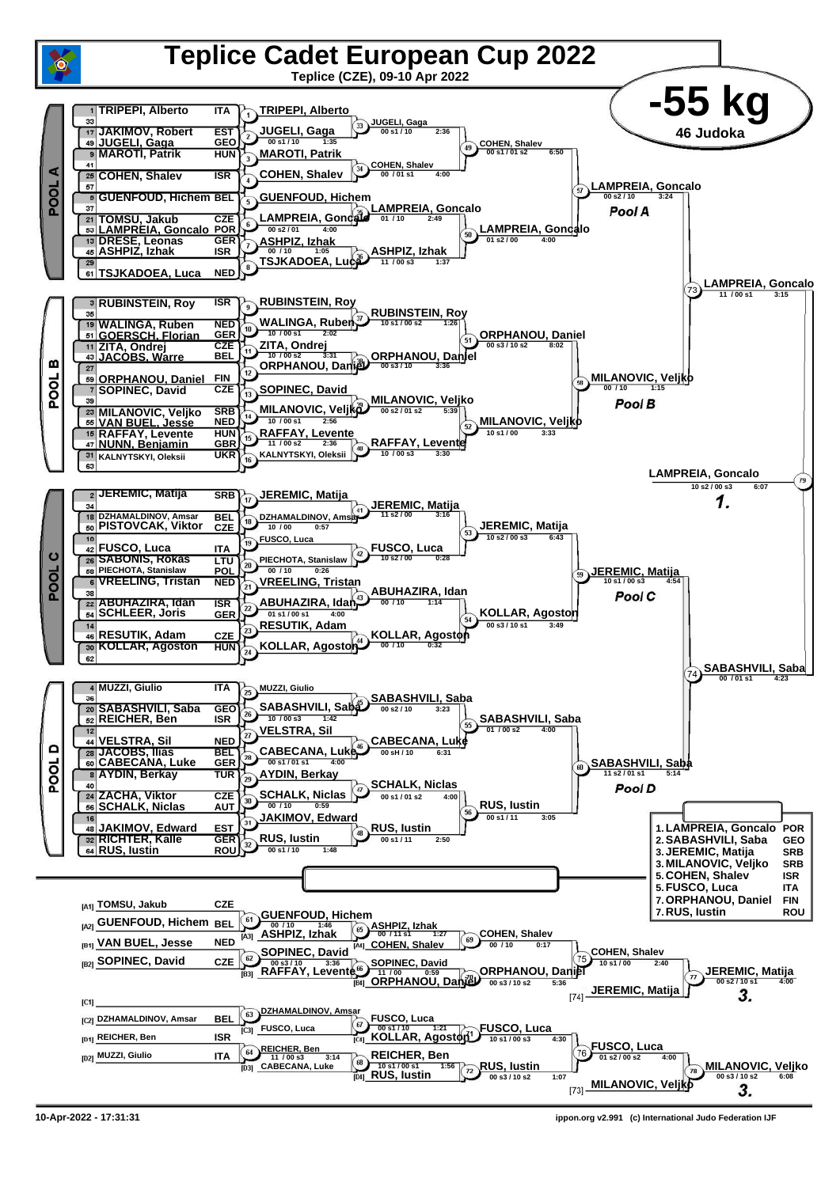# Teplice Cadet European Cup 2022

Teplice (CZE), 09-10 Apr 2022

## -55 kg

46 Judoka

### POOL A

| Seed | Name | Nation |
|---|---|---|
| 1 | TRIPEPI, Alberto | ITA |
| 33 | | |
| 17 | JAKIMOV, Robert | EST |
| 49 | JUGELI, Gaga | GEO |
| 9 | MAROTI, Patrik | HUN |
| 41 | | |
| 25 | COHEN, Shalev | ISR |
| 57 | | |
| 5 | GUENFOUD, Hichem | BEL |
| 37 | | |
| 21 | TOMSU, Jakub | CZE |
| 53 | LAMPREIA, Goncalo | POR |
| 13 | DRESE, Leonas | GER |
| 45 | ASHPIZ, Izhak | ISR |
| 29 | | |
| 61 | TSJKADOEA, Luca | NED |

- Contest 1: TRIPEPI, Alberto
- Contest 2: JUGELI, Gaga — 00 s1 / 10 — 1:35
- Contest 3: MAROTI, Patrik
- Contest 4: COHEN, Shalev
- Contest 5: GUENFOUD, Hichem
- Contest 6: LAMPREIA, Goncalo — 00 s2 / 01 — 4:00
- Contest 7: ASHPIZ, Izhak — 00 / 10 — 1:05
- Contest 8: TSJKADOEA, Luca
- Contest 33: JUGELI, Gaga — 00 s1 / 10 — 2:36
- Contest 34: COHEN, Shalev — 00 / 01 s1 — 4:00
- Contest 35: LAMPREIA, Goncalo — 01 / 10 — 2:49
- Contest 36: ASHPIZ, Izhak — 11 / 00 s3 — 1:37
- Contest 49: COHEN, Shalev — 00 s1 / 01 s2 — 6:50
- Contest 50: LAMPREIA, Goncalo — 01 s2 / 00 — 4:00
- Contest 57: LAMPREIA, Goncalo — 00 s2 / 10 — 3:24

Pool A

### POOL B

| Seed | Name | Nation |
|---|---|---|
| 3 | RUBINSTEIN, Roy | ISR |
| 35 | | |
| 19 | WALINGA, Ruben | NED |
| 51 | GOERSCH, Florian | GER |
| 11 | ZITA, Ondrej | CZE |
| 43 | JACOBS, Warre | BEL |
| 27 | | |
| 59 | ORPHANOU, Daniel | FIN |
| 7 | SOPINEC, David | CZE |
| 39 | | |
| 23 | MILANOVIC, Veljko | SRB |
| 55 | VAN BUEL, Jesse | NED |
| 15 | RAFFAY, Levente | HUN |
| 47 | NUNN, Benjamin | GBR |
| 31 | KALNYTSKYI, Oleksii | UKR |
| 63 | | |

- Contest 9: RUBINSTEIN, Roy
- Contest 10: WALINGA, Ruben — 10 / 00 s1 — 2:02
- Contest 11: ZITA, Ondrej — 10 / 00 s2 — 3:31
- Contest 12: ORPHANOU, Daniel
- Contest 13: SOPINEC, David
- Contest 14: MILANOVIC, Veljko — 10 / 00 s1 — 2:56
- Contest 15: RAFFAY, Levente — 11 / 00 s2 — 2:36
- Contest 16: KALNYTSKYI, Oleksii
- Contest 37: RUBINSTEIN, Roy — 10 s1 / 00 s2 — 1:26
- Contest 38: ORPHANOU, Daniel — 00 s3 / 10 — 3:36
- Contest 39: MILANOVIC, Veljko — 00 s2 / 01 s2 — 5:39
- Contest 40: RAFFAY, Levente — 10 / 00 s3 — 3:30
- Contest 51: ORPHANOU, Daniel — 00 s3 / 10 s2 — 8:02
- Contest 52: MILANOVIC, Veljko — 10 s1 / 00 — 3:33
- Contest 58: MILANOVIC, Veljko — 00 / 10 — 1:15

Pool B

- Contest 73: LAMPREIA, Goncalo — 11 / 00 s1 — 3:15

### POOL C

| Seed | Name | Nation |
|---|---|---|
| 2 | JEREMIC, Matija | SRB |
| 34 | | |
| 18 | DZHAMALDINOV, Amsar | BEL |
| 50 | PISTOVCAK, Viktor | CZE |
| 10 | | |
| 42 | FUSCO, Luca | ITA |
| 26 | SABONIS, Rokas | LTU |
| 58 | PIECHOTA, Stanislaw | POL |
| 6 | VREELING, Tristan | NED |
| 38 | | |
| 22 | ABUHAZIRA, Idan | ISR |
| 54 | SCHLEER, Joris | GER |
| 14 | | |
| 46 | RESUTIK, Adam | CZE |
| 30 | KOLLAR, Agoston | HUN |
| 62 | | |

- Contest 17: JEREMIC, Matija
- Contest 18: DZHAMALDINOV, Amsar — 10 / 00 — 0:57
- Contest 19: FUSCO, Luca
- Contest 20: PIECHOTA, Stanislaw — 00 / 10 — 0:26
- Contest 21: VREELING, Tristan
- Contest 22: ABUHAZIRA, Idan — 01 s1 / 00 s1 — 4:00
- Contest 23: RESUTIK, Adam
- Contest 24: KOLLAR, Agoston
- Contest 41: JEREMIC, Matija — 11 s2 / 00 — 3:16
- Contest 42: FUSCO, Luca — 10 s2 / 00 — 0:28
- Contest 43: ABUHAZIRA, Idan — 00 / 10 — 1:14
- Contest 44: KOLLAR, Agoston — 00 / 10 — 0:32
- Contest 53: JEREMIC, Matija — 10 s2 / 00 s3 — 6:43
- Contest 54: KOLLAR, Agoston — 00 s3 / 10 s1 — 3:49
- Contest 59: JEREMIC, Matija — 10 s1 / 00 s3 — 4:54

Pool C

### POOL D

| Seed | Name | Nation |
|---|---|---|
| 4 | MUZZI, Giulio | ITA |
| 36 | | |
| 20 | SABASHVILI, Saba | GEO |
| 52 | REICHER, Ben | ISR |
| 12 | | |
| 44 | VELSTRA, Sil | NED |
| 28 | JACOBS, Ilias | BEL |
| 60 | CABECANA, Luke | GER |
| 8 | AYDIN, Berkay | TUR |
| 40 | | |
| 24 | ZACHA, Viktor | CZE |
| 56 | SCHALK, Niclas | AUT |
| 16 | | |
| 48 | JAKIMOV, Edward | EST |
| 32 | RICHTER, Kalle | GER |
| 64 | RUS, Iustin | ROU |

- Contest 25: MUZZI, Giulio
- Contest 26: SABASHVILI, Saba — 10 / 00 s3 — 1:42
- Contest 27: VELSTRA, Sil
- Contest 28: CABECANA, Luke — 00 s1 / 01 s1 — 4:00
- Contest 29: AYDIN, Berkay
- Contest 30: SCHALK, Niclas — 00 / 10 — 0:59
- Contest 31: JAKIMOV, Edward
- Contest 32: RUS, Iustin — 00 s1 / 10 — 1:48
- Contest 45: SABASHVILI, Saba — 00 s2 / 10 — 3:23
- Contest 46: CABECANA, Luke — 00 sH / 10 — 6:31
- Contest 47: SCHALK, Niclas — 00 s1 / 01 s2 — 4:00
- Contest 48: RUS, Iustin — 00 s1 / 11 — 2:50
- Contest 55: SABASHVILI, Saba — 01 / 00 s2 — 4:00
- Contest 56: RUS, Iustin — 00 s1 / 11 — 3:05
- Contest 60: SABASHVILI, Saba — 11 s2 / 01 s1 — 5:14

Pool D

- Contest 74: SABASHVILI, Saba — 00 / 01 s1 — 4:23

### Final

- Contest 79: LAMPREIA, Goncalo — 10 s2 / 00 s3 — 6:07 — **1.**

### Repechage

| Pos | Name | Nation |
|---|---|---|
| [A1] | TOMSU, Jakub | CZE |
| [A2] | GUENFOUD, Hichem | BEL |
| [B1] | VAN BUEL, Jesse | NED |
| [B2] | SOPINEC, David | CZE |
| [C1] | | |
| [C2] | DZHAMALDINOV, Amsar | BEL |
| [D1] | REICHER, Ben | ISR |
| [D2] | MUZZI, Giulio | ITA |

- Contest 61: GUENFOUD, Hichem — 00 / 10 — 1:46
- Contest 62: SOPINEC, David — 00 s3 / 10 — 3:36
- Contest 63: DZHAMALDINOV, Amsar
- Contest 64: REICHER, Ben — 11 / 00 s3 — 3:14
- Contest 65: ASHPIZ, Izhak [A3] vs GUENFOUD, Hichem — ASHPIZ, Izhak — 00 / 11 s1 — 1:27
- Contest 66: RAFFAY, Levente [B3] vs SOPINEC, David — SOPINEC, David — 11 / 00 — 0:59
- Contest 67: FUSCO, Luca [C3] vs DZHAMALDINOV, Amsar — FUSCO, Luca — 00 s1 / 10 — 1:21
- Contest 68: CABECANA, Luke [D3] vs REICHER, Ben — REICHER, Ben — 10 s1 / 00 s1 — 1:56
- Contest 69: ASHPIZ, Izhak vs COHEN, Shalev [A4] — COHEN, Shalev — 00 / 10 — 0:17
- Contest 70: SOPINEC, David vs ORPHANOU, Daniel [B4] — ORPHANOU, Daniel — 00 s3 / 10 s2 — 5:36
- Contest 71: FUSCO, Luca vs KOLLAR, Agoston [C4] — FUSCO, Luca — 10 s1 / 00 s3 — 4:30
- Contest 72: REICHER, Ben vs RUS, Iustin [D4] — RUS, Iustin — 00 s3 / 10 s2 — 1:07
- Contest 75: COHEN, Shalev — 10 s1 / 00 — 2:40
- Contest 76: FUSCO, Luca — 01 s2 / 00 s2 — 4:00
- Contest 77: COHEN, Shalev vs JEREMIC, Matija [74] — JEREMIC, Matija — 00 s2 / 10 s1 — 4:00 — **3.**
- Contest 78: FUSCO, Luca vs MILANOVIC, Veljko [73] — MILANOVIC, Veljko — 00 s3 / 10 s2 — 6:08 — **3.**

### Final Results

| Place | Name | Nation |
|---|---|---|
| 1. | LAMPREIA, Goncalo | POR |
| 2. | SABASHVILI, Saba | GEO |
| 3. | JEREMIC, Matija | SRB |
| 3. | MILANOVIC, Veljko | SRB |
| 5. | COHEN, Shalev | ISR |
| 5. | FUSCO, Luca | ITA |
| 7. | ORPHANOU, Daniel | FIN |
| 7. | RUS, Iustin | ROU |

10-Apr-2022 - 17:31:31

ippon.org v2.991 (c) International Judo Federation IJF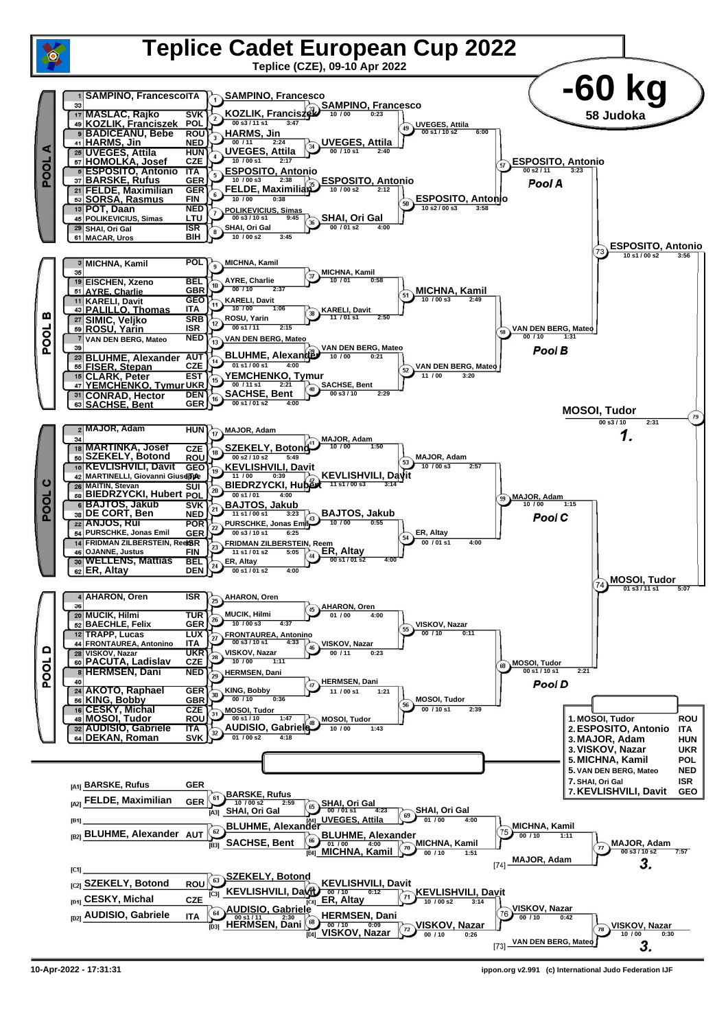# Teplice Cadet European Cup 2022

**Teplice (CZE), 09-10 Apr 2022**

## -60 kg

**58 Judoka**

## POOL A

| Seed | Name | Country |
|---|---|---|
| 1 | SAMPINO, Francesco | ITA |
| 33 | | |
| 17 | MASLAC, Rajko | SVK |
| 49 | KOZLIK, Franciszek | POL |
| 9 | BADICEANU, Bebe | ROU |
| 41 | HARMS, Jin | NED |
| 25 | UVEGES, Attila | HUN |
| 57 | HOMOLKA, Josef | CZE |
| 5 | ESPOSITO, Antonio | ITA |
| 37 | BARSKE, Rufus | GER |
| 21 | FELDE, Maximilian | GER |
| 53 | SORSA, Rasmus | FIN |
| 13 | POT, Daan | NED |
| 45 | POLIKEVICIUS, Simas | LTU |
| 29 | SHAI, Ori Gal | ISR |
| 61 | MACAR, Uros | BIH |

| Contest | Winner | Score | Time |
|---|---|---|---|
| 1 | SAMPINO, Francesco | | |
| 2 | KOZLIK, Franciszek | 00 s3 / 11 s1 | 3:47 |
| 3 | HARMS, Jin | 00 / 11 | 2:24 |
| 4 | UVEGES, Attila | 10 / 00 s1 | 2:17 |
| 5 | ESPOSITO, Antonio | 10 / 00 s3 | 2:38 |
| 6 | FELDE, Maximilian | 10 / 00 | 0:38 |
| 7 | POLIKEVICIUS, Simas | 00 s3 / 10 s1 | 9:45 |
| 8 | SHAI, Ori Gal | 10 / 00 s2 | 3:45 |
| 33 | SAMPINO, Francesco | 10 / 00 | 0:23 |
| 34 | UVEGES, Attila | 00 / 10 s1 | 2:40 |
| 35 | ESPOSITO, Antonio | 10 / 00 s2 | 2:12 |
| 36 | SHAI, Ori Gal | 00 / 01 s2 | 4:00 |
| 49 | UVEGES, Attila | 00 s1 / 10 s2 | 6:00 |
| 50 | ESPOSITO, Antonio | 10 s2 / 00 s3 | 3:58 |
| 57 | ESPOSITO, Antonio | 00 s2 / 11 | 3:23 |

**Pool A** winner: ESPOSITO, Antonio

## POOL B

| Seed | Name | Country |
|---|---|---|
| 3 | MICHNA, Kamil | POL |
| 35 | | |
| 19 | EISCHEN, Xzeno | BEL |
| 51 | AYRE, Charlie | GBR |
| 11 | KARELI, Davit | GEO |
| 43 | PALILLO, Thomas | ITA |
| 27 | SIMIC, Veljko | SRB |
| 59 | ROSU, Yarin | ISR |
| 7 | VAN DEN BERG, Mateo | NED |
| 39 | | |
| 23 | BLUHME, Alexander | AUT |
| 55 | FISER, Stepan | CZE |
| 15 | CLARK, Peter | EST |
| 47 | YEMCHENKO, Tymur | UKR |
| 31 | CONRAD, Hector | DEN |
| 63 | SACHSE, Bent | GER |

| Contest | Winner | Score | Time |
|---|---|---|---|
| 9 | MICHNA, Kamil | | |
| 10 | AYRE, Charlie | 00 / 10 | 2:37 |
| 11 | KARELI, Davit | 10 / 00 | 1:06 |
| 12 | ROSU, Yarin | 00 s1 / 11 | 2:15 |
| 13 | VAN DEN BERG, Mateo | | |
| 14 | BLUHME, Alexander | 01 s1 / 00 s1 | 4:00 |
| 15 | YEMCHENKO, Tymur | 00 / 11 s1 | 2:21 |
| 16 | SACHSE, Bent | 00 s1 / 01 s2 | 4:00 |
| 37 | MICHNA, Kamil | 10 / 01 | 0:58 |
| 38 | KARELI, Davit | 11 / 01 s1 | 2:50 |
| 39 | VAN DEN BERG, Mateo | 10 / 00 | 0:21 |
| 40 | SACHSE, Bent | 00 s3 / 10 | 2:29 |
| 51 | MICHNA, Kamil | 10 / 00 s3 | 2:49 |
| 52 | VAN DEN BERG, Mateo | 11 / 00 | 3:20 |
| 58 | VAN DEN BERG, Mateo | 00 / 10 | 1:31 |

**Pool B** winner: VAN DEN BERG, Mateo

## POOL C

| Seed | Name | Country |
|---|---|---|
| 2 | MAJOR, Adam | HUN |
| 34 | | |
| 18 | MARTINKA, Josef | CZE |
| 50 | SZEKELY, Botond | ROU |
| 10 | KEVLISHVILI, Davit | GEO |
| 42 | MARTINELLI, Giovanni Giuseppe | ITA |
| 26 | MAITIN, Stevan | SUI |
| 58 | BIEDRZYCKI, Hubert | POL |
| 6 | BAJTOS, Jakub | SVK |
| 38 | DE CORT, Ben | NED |
| 22 | ANJOS, Rui | POR |
| 54 | PURSCHKE, Jonas Emil | GER |
| 14 | FRIDMAN ZILBERSTEIN, Reem | ISR |
| 46 | OJANNE, Justus | FIN |
| 30 | WELLENS, Mattias | BEL |
| 62 | ER, Altay | DEN |

| Contest | Winner | Score | Time |
|---|---|---|---|
| 17 | MAJOR, Adam | | |
| 18 | SZEKELY, Botond | 00 s2 / 10 s2 | 5:49 |
| 19 | KEVLISHVILI, Davit | 11 / 00 | 0:39 |
| 20 | BIEDRZYCKI, Hubert | 00 s1 / 01 | 4:00 |
| 21 | BAJTOS, Jakub | 11 s1 / 00 s1 | 3:23 |
| 22 | PURSCHKE, Jonas Emil | 00 s3 / 10 s1 | 6:25 |
| 23 | FRIDMAN ZILBERSTEIN, Reem | 11 s1 / 01 s2 | 5:05 |
| 24 | ER, Altay | 00 s1 / 01 s2 | 4:00 |
| 41 | MAJOR, Adam | 10 / 00 | 1:50 |
| 42 | KEVLISHVILI, Davit | 11 s1 / 00 s3 | 3:14 |
| 43 | BAJTOS, Jakub | 10 / 00 | 0:55 |
| 44 | ER, Altay | 00 s1 / 01 s2 | 4:00 |
| 53 | MAJOR, Adam | 10 / 00 s3 | 2:57 |
| 54 | ER, Altay | 00 / 01 s1 | 4:00 |
| 59 | MAJOR, Adam | 10 / 00 | 1:15 |

**Pool C** winner: MAJOR, Adam

## POOL D

| Seed | Name | Country |
|---|---|---|
| 4 | AHARON, Oren | ISR |
| 36 | | |
| 20 | MUCIK, Hilmi | TUR |
| 52 | BAECHLE, Felix | GER |
| 12 | TRAPP, Lucas | LUX |
| 44 | FRONTAUREA, Antonino | ITA |
| 28 | VISKOV, Nazar | UKR |
| 60 | PACUTA, Ladislav | CZE |
| 8 | HERMSEN, Dani | NED |
| 40 | | |
| 24 | AKOTO, Raphael | GER |
| 56 | KING, Bobby | GBR |
| 16 | CESKY, Michal | CZE |
| 48 | MOSOI, Tudor | ROU |
| 32 | AUDISIO, Gabriele | ITA |
| 64 | DEKAN, Roman | SVK |

| Contest | Winner | Score | Time |
|---|---|---|---|
| 25 | AHARON, Oren | | |
| 26 | MUCIK, Hilmi | 10 / 00 s3 | 4:37 |
| 27 | FRONTAUREA, Antonino | 00 s3 / 10 s1 | 4:33 |
| 28 | VISKOV, Nazar | 10 / 00 | 1:11 |
| 29 | HERMSEN, Dani | | |
| 30 | KING, Bobby | 00 / 10 | 0:36 |
| 31 | MOSOI, Tudor | 00 s1 / 10 | 1:47 |
| 32 | AUDISIO, Gabriele | 01 / 00 s2 | 4:18 |
| 45 | AHARON, Oren | 01 / 00 | 4:00 |
| 46 | VISKOV, Nazar | 00 / 11 | 0:23 |
| 47 | HERMSEN, Dani | 11 / 00 s1 | 1:21 |
| 48 | MOSOI, Tudor | 10 / 00 | 1:43 |
| 55 | VISKOV, Nazar | 00 / 10 | 0:11 |
| 56 | MOSOI, Tudor | 00 / 10 s1 | 2:39 |
| 60 | MOSOI, Tudor | 00 s1 / 10 s1 | 2:21 |

**Pool D** winner: MOSOI, Tudor

## Final Block

| Contest | Winner | Score | Time |
|---|---|---|---|
| 73 | ESPOSITO, Antonio | 10 s1 / 00 s2 | 3:56 |
| 74 | MOSOI, Tudor | 01 s3 / 11 s1 | 5:07 |
| 79 | MOSOI, Tudor (1.) | 00 s3 / 10 | 2:31 |

## Repechage

| Pos | Name | Country |
|---|---|---|
| [A1] | BARSKE, Rufus | GER |
| [A2] | FELDE, Maximilian | GER |
| [A3] | SHAI, Ori Gal | |
| [B1] | | |
| [B2] | BLUHME, Alexander | AUT |
| [B3] | SACHSE, Bent | |
| [C1] | | |
| [C2] | SZEKELY, Botond | ROU |
| [C3] | KEVLISHVILI, Davit | |
| [D1] | CESKY, Michal | CZE |
| [D2] | AUDISIO, Gabriele | ITA |
| [D3] | HERMSEN, Dani | |
| [A4] | UVEGES, Attila | |
| [B4] | MICHNA, Kamil | |
| [C4] | ER, Altay | |
| [D4] | VISKOV, Nazar | |

| Contest | Winner | Score | Time |
|---|---|---|---|
| 61 | BARSKE, Rufus | 10 / 00 s2 | 2:59 |
| 62 | BLUHME, Alexander | | |
| 63 | SZEKELY, Botond | | |
| 64 | AUDISIO, Gabriele | 00 s1 / 11 | 2:30 |
| 65 | SHAI, Ori Gal | 00 / 01 s1 | 4:23 |
| 66 | BLUHME, Alexander | 01 / 00 | 4:00 |
| 67 | KEVLISHVILI, Davit | 00 / 10 | 0:12 |
| 68 | HERMSEN, Dani | 00 / 10 | 0:09 |
| 69 | SHAI, Ori Gal | 01 / 00 | 4:00 |
| 70 | MICHNA, Kamil | 00 / 10 | 1:51 |
| 71 | KEVLISHVILI, Davit | 10 / 00 s2 | 3:14 |
| 72 | VISKOV, Nazar | 00 / 10 | 0:26 |
| 75 | MICHNA, Kamil | 00 / 10 | 1:11 |
| 76 | VISKOV, Nazar | 00 / 10 | 0:42 |
| 77 | MAJOR, Adam (3.) — vs [74] MAJOR, Adam | 00 s3 / 10 s2 | 7:57 |
| 78 | VISKOV, Nazar (3.) — vs [73] VAN DEN BERG, Mateo | 10 / 00 | 0:30 |

## Final Results

| Place | Name | Country |
|---|---|---|
| 1. | MOSOI, Tudor | ROU |
| 2. | ESPOSITO, Antonio | ITA |
| 3. | MAJOR, Adam | HUN |
| 3. | VISKOV, Nazar | UKR |
| 5. | MICHNA, Kamil | POL |
| 5. | VAN DEN BERG, Mateo | NED |
| 7. | SHAI, Ori Gal | ISR |
| 7. | KEVLISHVILI, Davit | GEO |

10-Apr-2022 - 17:31:31

ippon.org v2.991 (c) International Judo Federation IJF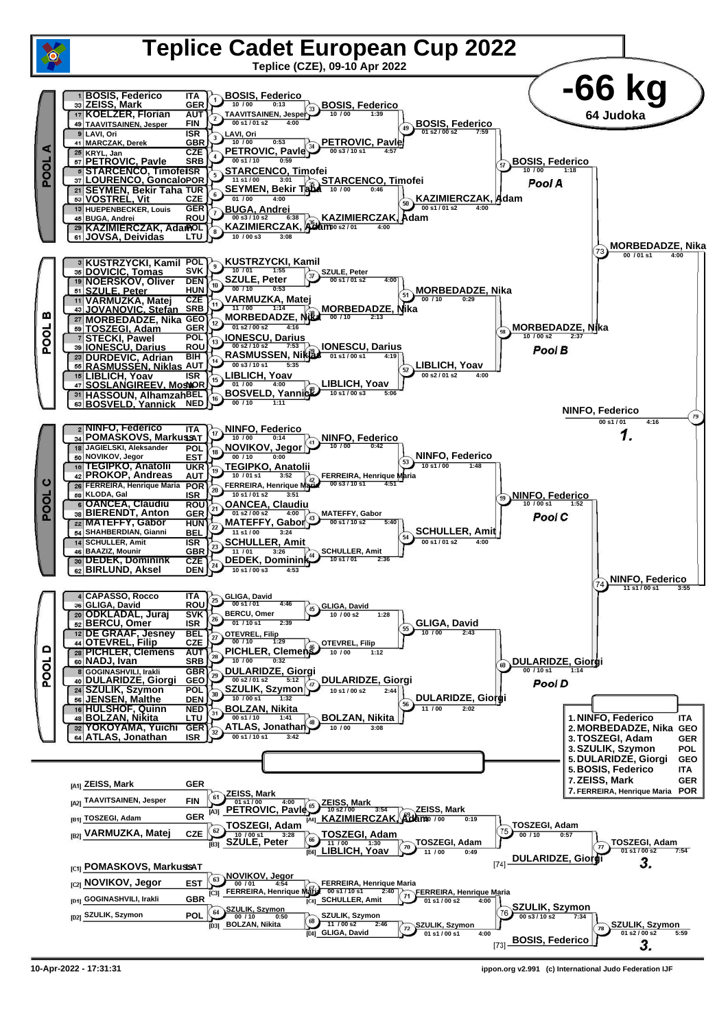# Teplice Cadet European Cup 2022

Teplice (CZE), 09-10 Apr 2022

## -66 kg

64 Judoka

### POOL A

| Seed | Name | Nation |
|---|---|---|
| 1 | BOSIS, Federico | ITA |
| 33 | ZEISS, Mark | GER |
| 17 | KOELZER, Florian | AUT |
| 49 | TAAVITSAINEN, Jesper | FIN |
| 9 | LAVI, Ori | ISR |
| 41 | MARCZAK, Derek | GBR |
| 25 | KRYL, Jan | CZE |
| 57 | PETROVIC, Pavle | SRB |
| 5 | STARCENCO, Timofei | ISR |
| 37 | LOURENCO, Goncalo | POR |
| 21 | SEYMEN, Bekir Taha | TUR |
| 53 | VOSTREL, Vit | CZE |
| 13 | HUEPENBECKER, Louis | GER |
| 45 | BUGA, Andrei | ROU |
| 29 | KAZIMIERCZAK, Adam | POL |
| 61 | JOVSA, Deividas | LTU |

| Contest | Winner | Score | Time |
|---|---|---|---|
| 1 | BOSIS, Federico | 10 / 00 | 0:13 |
| 2 | TAAVITSAINEN, Jesper | 00 s1 / 01 s2 | 4:00 |
| 3 | LAVI, Ori | 10 / 00 | 0:53 |
| 4 | PETROVIC, Pavle | 00 s1 / 10 | 0:59 |
| 5 | STARCENCO, Timofei | 11 s1 / 00 | 3:01 |
| 6 | SEYMEN, Bekir Taha | 01 / 00 | 4:00 |
| 7 | BUGA, Andrei | 00 s3 / 10 s2 | 6:38 |
| 8 | KAZIMIERCZAK, Adam | 10 / 00 s3 | 3:08 |
| 33 | BOSIS, Federico | 10 / 00 | 1:39 |
| 34 | PETROVIC, Pavle | 00 s3 / 10 s1 | 4:57 |
| 35 | STARCENCO, Timofei | 10 / 00 | 0:46 |
| 36 | KAZIMIERCZAK, Adam | 00 s2 / 01 | 4:00 |
| 49 | BOSIS, Federico | 01 s2 / 00 s2 | 7:59 |
| 50 | KAZIMIERCZAK, Adam | 00 s1 / 01 s2 | 4:00 |
| 57 | BOSIS, Federico | 10 / 00 | 1:18 |

Pool A

### POOL B

| Seed | Name | Nation |
|---|---|---|
| 3 | KUSTRZYCKI, Kamil | POL |
| 35 | DOVICIC, Tomas | SVK |
| 19 | NOERSKOV, Oliver | DEN |
| 51 | SZULE, Peter | HUN |
| 11 | VARMUZKA, Matej | CZE |
| 43 | JOVANOVIC, Stefan | SRB |
| 27 | MORBEDADZE, Nika | GEO |
| 59 | TOSZEGI, Adam | GER |
| 7 | STECKI, Pawel | POL |
| 39 | IONESCU, Darius | ROU |
| 23 | DURDEVIC, Adrian | BIH |
| 55 | RASMUSSEN, Niklas | AUT |
| 15 | LIBLICH, Yoav | ISR |
| 47 | SOSLANGIREEV, Mosa | NOR |
| 31 | HASSOUN, Alhamzah | BEL |
| 63 | BOSVELD, Yannick | NED |

| Contest | Winner | Score | Time |
|---|---|---|---|
| 9 | KUSTRZYCKI, Kamil | 10 / 01 | 1:55 |
| 10 | SZULE, Peter | 00 / 10 | 0:53 |
| 11 | VARMUZKA, Matej | 11 / 00 | 1:14 |
| 12 | MORBEDADZE, Nika | 01 s2 / 00 s2 | 4:16 |
| 13 | IONESCU, Darius | 00 s2 / 10 s2 | 7:53 |
| 14 | RASMUSSEN, Niklas | 00 s3 / 10 s1 | 5:35 |
| 15 | LIBLICH, Yoav | 01 / 00 | 4:00 |
| 16 | BOSVELD, Yannick | 00 / 10 | 1:11 |
| 37 | SZULE, Peter | 00 s1 / 01 s2 | 4:00 |
| 38 | MORBEDADZE, Nika | 00 / 10 | 2:13 |
| 39 | IONESCU, Darius | 01 s1 / 00 s1 | 4:19 |
| 40 | LIBLICH, Yoav | 10 s1 / 00 s3 | 5:06 |
| 51 | MORBEDADZE, Nika | 00 / 10 | 0:29 |
| 52 | LIBLICH, Yoav | 00 s2 / 01 s2 | 4:00 |
| 58 | MORBEDADZE, Nika | 10 / 00 s2 | 2:37 |

Pool B

### POOL C

| Seed | Name | Nation |
|---|---|---|
| 2 | NINFO, Federico | ITA |
| 34 | POMASKOVS, Markuss | LAT |
| 18 | JAGIELSKI, Aleksander | POL |
| 50 | NOVIKOV, Jegor | EST |
| 10 | TEGIPKO, Anatolii | UKR |
| 42 | PROKOP, Andreas | AUT |
| 26 | FERREIRA, Henrique Maria | POR |
| 58 | KLODA, Gal | ISR |
| 6 | OANCEA, Claudiu | ROU |
| 38 | BIERENDT, Anton | GER |
| 22 | MATEFFY, Gabor | HUN |
| 54 | SHAHBERDIAN, Gianni | BEL |
| 14 | SCHULLER, Amit | ISR |
| 46 | BAAZIZ, Mounir | GBR |
| 30 | DEDEK, Dominink | CZE |
| 62 | BIRLUND, Aksel | DEN |

| Contest | Winner | Score | Time |
|---|---|---|---|
| 17 | NINFO, Federico | 10 / 00 | 0:14 |
| 18 | NOVIKOV, Jegor | 00 / 10 | 0:00 |
| 19 | TEGIPKO, Anatolii | 10 / 01 s1 | 3:52 |
| 20 | FERREIRA, Henrique Maria | 10 s1 / 01 s2 | 3:51 |
| 21 | OANCEA, Claudiu | 01 s2 / 00 s2 | 4:00 |
| 22 | MATEFFY, Gabor | 11 s1 / 00 | 3:24 |
| 23 | SCHULLER, Amit | 11 / 01 | 3:26 |
| 24 | DEDEK, Dominink | 10 s1 / 00 s3 | 4:53 |
| 41 | NINFO, Federico | 10 / 00 | 0:42 |
| 42 | FERREIRA, Henrique Maria | 00 s3 / 10 s1 | 4:51 |
| 43 | MATEFFY, Gabor | 00 s1 / 10 s2 | 5:40 |
| 44 | SCHULLER, Amit | 10 s1 / 01 | 2:36 |
| 53 | NINFO, Federico | 10 s1 / 00 | 1:48 |
| 54 | SCHULLER, Amit | 00 s1 / 01 s2 | 4:00 |
| 59 | NINFO, Federico | 10 / 00 s1 | 1:52 |

Pool C

### POOL D

| Seed | Name | Nation |
|---|---|---|
| 4 | CAPASSO, Rocco | ITA |
| 36 | GLIGA, David | ROU |
| 20 | ODKLADAL, Juraj | SVK |
| 52 | BERCU, Omer | ISR |
| 12 | DE GRAAF, Jesney | BEL |
| 44 | OTEVREL, Filip | CZE |
| 28 | PICHLER, Clemens | AUT |
| 60 | NADJ, Ivan | SRB |
| 8 | GOGINASHVILI, Irakli | GBR |
| 40 | DULARIDZE, Giorgi | GEO |
| 24 | SZULIK, Szymon | POL |
| 56 | JENSEN, Malthe | DEN |
| 16 | HULSHOF, Quinn | NED |
| 48 | BOLZAN, Nikita | LTU |
| 32 | YOKOYAMA, Yuichi | GER |
| 64 | ATLAS, Jonathan | ISR |

| Contest | Winner | Score | Time |
|---|---|---|---|
| 25 | GLIGA, David | 00 s1 / 01 | 4:46 |
| 26 | BERCU, Omer | 01 / 10 s1 | 2:39 |
| 27 | OTEVREL, Filip | 00 / 10 | 1:29 |
| 28 | PICHLER, Clemens | 10 / 00 | 0:32 |
| 29 | DULARIDZE, Giorgi | 00 s2 / 01 s2 | 5:12 |
| 30 | SZULIK, Szymon | 10 / 00 s1 | 1:32 |
| 31 | BOLZAN, Nikita | 00 s1 / 10 | 1:41 |
| 32 | ATLAS, Jonathan | 00 s1 / 10 s1 | 3:42 |
| 45 | GLIGA, David | 10 / 00 s2 | 1:28 |
| 46 | OTEVREL, Filip | 10 / 00 | 1:12 |
| 47 | DULARIDZE, Giorgi | 10 s1 / 00 s2 | 2:44 |
| 48 | BOLZAN, Nikita | 10 / 00 | 3:08 |
| 55 | GLIGA, David | 10 / 00 | 2:43 |
| 56 | DULARIDZE, Giorgi | 11 / 00 | 2:02 |
| 60 | DULARIDZE, Giorgi | 00 / 10 s1 | 1:14 |

Pool D

### Semi-finals and Final

| Contest | Winner | Score | Time |
|---|---|---|---|
| 73 | MORBEDADZE, Nika | 00 / 01 s1 | 4:00 |
| 74 | NINFO, Federico | 11 s1 / 00 s1 | 3:55 |
| 79 | NINFO, Federico | 00 s1 / 01 | 4:16 |

1. NINFO, Federico

### Repechage

| Pos | Name | Nation |
|---|---|---|
| [A1] | ZEISS, Mark | GER |
| [A2] | TAAVITSAINEN, Jesper | FIN |
| [B1] | TOSZEGI, Adam | GER |
| [B2] | VARMUZKA, Matej | CZE |
| [C1] | POMASKOVS, Markuss | LAT |
| [C2] | NOVIKOV, Jegor | EST |
| [D1] | GOGINASHVILI, Irakli | GBR |
| [D2] | SZULIK, Szymon | POL |

| Contest | Winner | Opponent | Score | Time |
|---|---|---|---|---|
| 61 | ZEISS, Mark | | 01 s1 / 00 | 4:00 |
| 62 | TOSZEGI, Adam | | 10 / 00 s1 | 3:28 |
| 63 | NOVIKOV, Jegor | | 00 / 01 | 4:54 |
| 64 | SZULIK, Szymon | | 00 / 10 | 0:50 |
| 65 | ZEISS, Mark | [A3] PETROVIC, Pavle | 10 s2 / 00 | 3:54 |
| 66 | TOSZEGI, Adam | [B3] SZULE, Peter | 11 / 00 | 1:30 |
| 67 | FERREIRA, Henrique Maria | [C3] NOVIKOV, Jegor | 00 s1 / 10 s1 | 2:40 |
| 68 | SZULIK, Szymon | [D3] BOLZAN, Nikita | 11 / 00 s2 | 2:46 |
| 69 | ZEISS, Mark | [A4] KAZIMIERCZAK, Adam | 10 / 00 | 0:19 |
| 70 | TOSZEGI, Adam | [B4] LIBLICH, Yoav | 11 / 00 | 0:49 |
| 71 | FERREIRA, Henrique Maria | [C4] SCHULLER, Amit | 01 s1 / 00 s2 | 4:00 |
| 72 | SZULIK, Szymon | [D4] GLIGA, David | 01 s1 / 00 s1 | 4:00 |
| 75 | TOSZEGI, Adam | ZEISS, Mark | 00 / 10 | 0:57 |
| 76 | SZULIK, Szymon | FERREIRA, Henrique Maria | 00 s3 / 10 s2 | 7:34 |
| 77 | TOSZEGI, Adam | [74] DULARIDZE, Giorgi | 01 s1 / 00 s2 | 7:54 |
| 78 | SZULIK, Szymon | [73] BOSIS, Federico | 01 s2 / 00 s2 | 5:59 |

TOSZEGI, Adam — 3.

SZULIK, Szymon — 3.

### Final Results

| Place | Name | Nation |
|---|---|---|
| 1. | NINFO, Federico | ITA |
| 2. | MORBEDADZE, Nika | GEO |
| 3. | TOSZEGI, Adam | GER |
| 3. | SZULIK, Szymon | POL |
| 5. | DULARIDZE, Giorgi | GEO |
| 5. | BOSIS, Federico | ITA |
| 7. | ZEISS, Mark | GER |
| 7. | FERREIRA, Henrique Maria | POR |

10-Apr-2022 - 17:31:31 ippon.org v2.991 (c) International Judo Federation IJF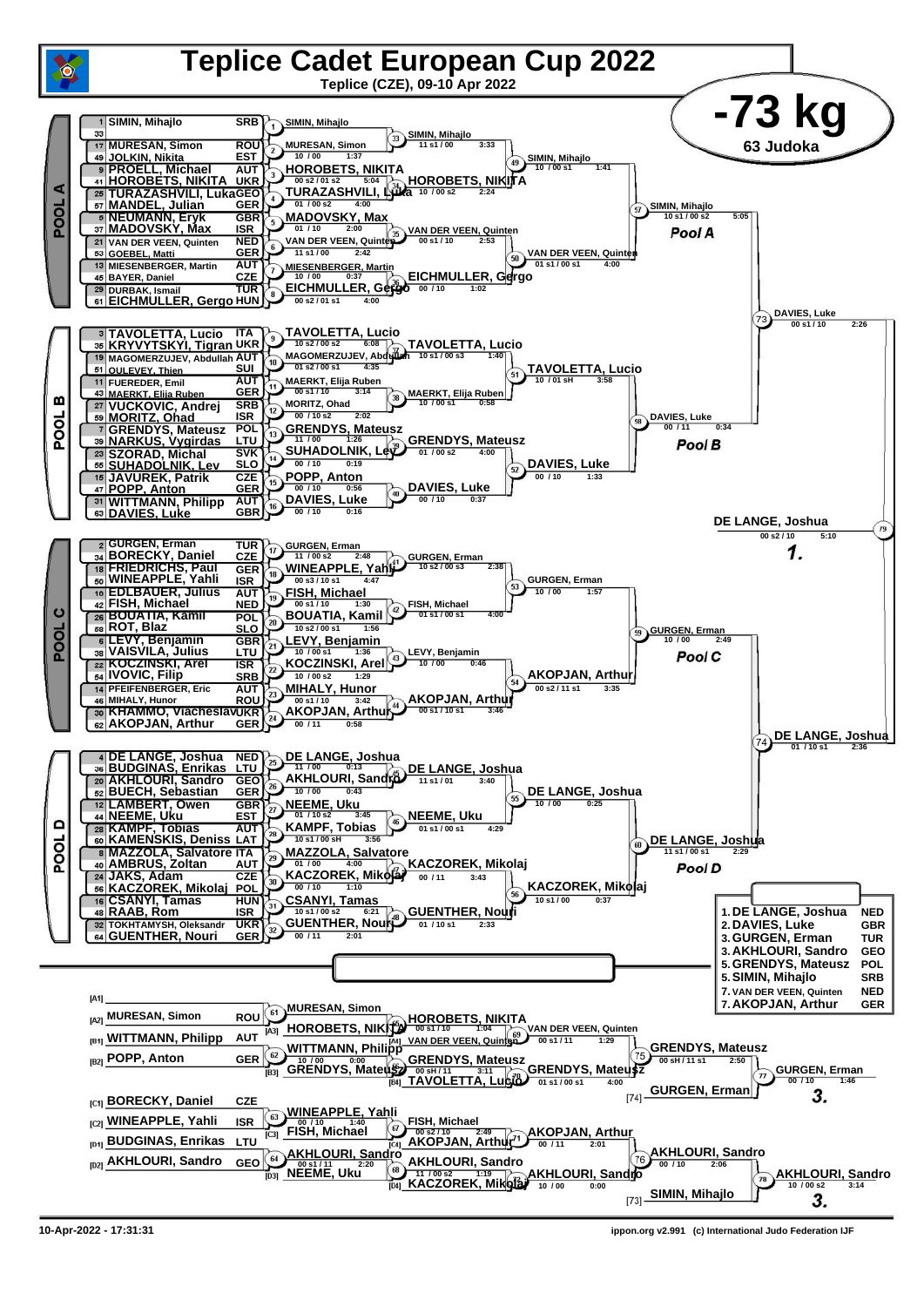# Teplice Cadet European Cup 2022

Teplice (CZE), 09-10 Apr 2022

## -73 kg

63 Judoka

### POOL A

| Seed | Name | Country |
|---|---|---|
| 1 | SIMIN, Mihajlo | SRB |
| 33 | | |
| 17 | MURESAN, Simon | ROU |
| 49 | JOLKIN, Nikita | EST |
| 9 | PROELL, Michael | AUT |
| 41 | HOROBETS, NIKITA | UKR |
| 25 | TURAZASHVILI, Luka | GEO |
| 57 | MANDEL, Julian | GER |
| 5 | NEUMANN, Eryk | GBR |
| 37 | MADOVSKY, Max | ISR |
| 21 | VAN DER VEEN, Quinten | NED |
| 53 | GOEBEL, Matti | GER |
| 13 | MIESENBERGER, Martin | AUT |
| 45 | BAYER, Daniel | CZE |
| 29 | DURBAK, Ismail | TUR |
| 61 | EICHMULLER, Gergo | HUN |

- (1) SIMIN, Mihajlo
- (2) MURESAN, Simon — 10 / 00 — 1:37
- (3) HOROBETS, NIKITA — 00 s2 / 01 s2 — 5:04
- (4) TURAZASHVILI, Luka — 01 / 00 s2 — 4:00
- (5) MADOVSKY, Max — 01 / 10 — 2:00
- (6) VAN DER VEEN, Quinten — 11 s1 / 00 — 2:42
- (7) MIESENBERGER, Martin — 10 / 00 — 0:37
- (8) EICHMULLER, Gergo — 00 s2 / 01 s1 — 4:00
- (33) SIMIN, Mihajlo — 11 s1 / 00 — 3:33
- (34) HOROBETS, NIKITA — 10 / 00 s2 — 2:24
- (35) VAN DER VEEN, Quinten — 00 s1 / 10 — 2:53
- (36) EICHMULLER, Gergo — 00 / 10 — 1:02
- (49) SIMIN, Mihajlo — 10 / 00 s1 — 1:41
- (50) VAN DER VEEN, Quinten — 01 s1 / 00 s1 — 4:00
- (57) SIMIN, Mihajlo — 10 s1 / 00 s2 — 5:05

Pool A

### POOL B

| Seed | Name | Country |
|---|---|---|
| 3 | TAVOLETTA, Lucio | ITA |
| 35 | KRYVYTSKYI, Tigran | UKR |
| 19 | MAGOMERZUJEV, Abdullah | AUT |
| 51 | OULEVEY, Thien | SUI |
| 11 | FUEREDER, Emil | AUT |
| 43 | MAERKT, Elija Ruben | GER |
| 27 | VUCKOVIC, Andrej | SRB |
| 59 | MORITZ, Ohad | ISR |
| 7 | GRENDYS, Mateusz | POL |
| 39 | NARKUS, Vygirdas | LTU |
| 23 | SZORAD, Michal | SVK |
| 55 | SUHADOLNIK, Lev | SLO |
| 15 | JAVUREK, Patrik | CZE |
| 47 | POPP, Anton | GER |
| 31 | WITTMANN, Philipp | AUT |
| 63 | DAVIES, Luke | GBR |

- (9) TAVOLETTA, Lucio — 10 s2 / 00 s2 — 6:08
- (10) MAGOMERZUJEV, Abdullah — 01 s2 / 00 s1 — 4:35
- (11) MAERKT, Elija Ruben — 00 s1 / 10 — 3:14
- (12) MORITZ, Ohad — 00 / 10 s2 — 2:02
- (13) GRENDYS, Mateusz — 11 / 00 — 1:26
- (14) SUHADOLNIK, Lev — 00 / 10 — 0:19
- (15) POPP, Anton — 00 / 10 — 0:56
- (16) DAVIES, Luke — 00 / 10 — 0:16
- (37) TAVOLETTA, Lucio — 10 s1 / 00 s3 — 1:40
- (38) MAERKT, Elija Ruben — 10 / 00 s1 — 0:58
- (39) GRENDYS, Mateusz — 01 / 00 s2 — 4:00
- (40) DAVIES, Luke — 00 / 10 — 0:37
- (51) TAVOLETTA, Lucio — 10 / 01 sH — 3:58
- (52) DAVIES, Luke — 00 / 10 — 1:33
- (58) DAVIES, Luke — 00 / 11 — 0:34

Pool B

- (73) DAVIES, Luke — 00 s1 / 10 — 2:26

### POOL C

| Seed | Name | Country |
|---|---|---|
| 2 | GURGEN, Erman | TUR |
| 34 | BORECKY, Daniel | CZE |
| 18 | FRIEDRICHS, Paul | GER |
| 50 | WINEAPPLE, Yahli | ISR |
| 10 | EDLBAUER, Julius | AUT |
| 42 | FISH, Michael | NED |
| 26 | BOUATIA, Kamil | POL |
| 58 | ROT, Blaz | SLO |
| 6 | LEVY, Benjamin | GBR |
| 38 | VAISVILA, Julius | LTU |
| 22 | KOCZINSKI, Arel | ISR |
| 54 | IVOVIC, Filip | SRB |
| 14 | PFEIFENBERGER, Eric | AUT |
| 46 | MIHALY, Hunor | ROU |
| 30 | KHAMMO, Viacheslav | UKR |
| 62 | AKOPJAN, Arthur | GER |

- (17) GURGEN, Erman — 11 / 00 s2 — 2:48
- (18) WINEAPPLE, Yahli — 00 s3 / 10 s1 — 4:47
- (19) FISH, Michael — 00 s1 / 10 — 1:30
- (20) BOUATIA, Kamil — 10 s2 / 00 s1 — 1:56
- (21) LEVY, Benjamin — 10 / 00 s1 — 1:36
- (22) KOCZINSKI, Arel — 10 / 00 s2 — 1:29
- (23) MIHALY, Hunor — 00 s1 / 10 — 3:42
- (24) AKOPJAN, Arthur — 00 / 11 — 0:58
- (41) GURGEN, Erman — 10 s2 / 00 s3 — 2:38
- (42) FISH, Michael — 01 s1 / 00 s1 — 4:00
- (43) LEVY, Benjamin — 10 / 00 — 0:46
- (44) AKOPJAN, Arthur — 00 s1 / 10 s1 — 3:46
- (53) GURGEN, Erman — 10 / 00 — 1:57
- (54) AKOPJAN, Arthur — 00 s2 / 11 s1 — 3:35
- (59) GURGEN, Erman — 10 / 00 — 2:49

Pool C

### POOL D

| Seed | Name | Country |
|---|---|---|
| 4 | DE LANGE, Joshua | NED |
| 36 | BUDGINAS, Enrikas | LTU |
| 20 | AKHLOURI, Sandro | GEO |
| 52 | BUECH, Sebastian | GER |
| 12 | LAMBERT, Owen | GBR |
| 44 | NEEME, Uku | EST |
| 28 | KAMPF, Tobias | AUT |
| 60 | KAMENSKIS, Deniss | LAT |
| 8 | MAZZOLA, Salvatore | ITA |
| 40 | AMBRUS, Zoltan | AUT |
| 24 | JAKS, Adam | CZE |
| 56 | KACZOREK, Mikolaj | POL |
| 16 | CSANYI, Tamas | HUN |
| 48 | RAAB, Rom | ISR |
| 32 | TOKHTAMYSH, Oleksandr | UKR |
| 64 | GUENTHER, Nouri | GER |

- (25) DE LANGE, Joshua — 11 / 00 — 0:13
- (26) AKHLOURI, Sandro — 10 / 00 — 0:43
- (27) NEEME, Uku — 01 / 10 s2 — 3:45
- (28) KAMPF, Tobias — 10 s1 / 00 sH — 3:56
- (29) MAZZOLA, Salvatore — 01 / 00 — 4:00
- (30) KACZOREK, Mikolaj — 00 / 10 — 1:10
- (31) CSANYI, Tamas — 10 s1 / 00 s2 — 6:21
- (32) GUENTHER, Nouri — 00 / 11 — 2:01
- (45) DE LANGE, Joshua — 11 s1 / 01 — 3:40
- (46) NEEME, Uku — 01 s1 / 00 s1 — 4:29
- (47) KACZOREK, Mikolaj — 00 / 11 — 3:43
- (48) GUENTHER, Nouri — 01 / 10 s1 — 2:33
- (55) DE LANGE, Joshua — 10 / 00 — 0:25
- (56) KACZOREK, Mikolaj — 10 s1 / 00 — 0:37
- (60) DE LANGE, Joshua — 11 s1 / 00 s1 — 2:29

Pool D

- (74) DE LANGE, Joshua — 01 / 10 s1 — 2:36

### Final

- (79) DE LANGE, Joshua — 00 s2 / 10 — 5:10 — **1.**

### Repechage

- [A1]
- [A2] MURESAN, Simon — ROU
- [B1] WITTMANN, Philipp — AUT
- [B2] POPP, Anton — GER
- [C1] BORECKY, Daniel — CZE
- [C2] WINEAPPLE, Yahli — ISR
- [D1] BUDGINAS, Enrikas — LTU
- [D2] AKHLOURI, Sandro — GEO

- (61) MURESAN, Simon
- (62) GRENDYS, Mateusz — 10 / 00 — 0:00 (WITTMANN, Philipp [B3])
- (63) FISH, Michael — 00 / 10 — 1:40 (WINEAPPLE, Yahli [C3])
- (64) NEEME, Uku — 00 s1 / 11 — 2:20 (AKHLOURI, Sandro [D3])
- (65) HOROBETS, NIKITA — 00 s1 / 10 — 1:04 (HOROBETS, NIKITA [A3])
- (66) GRENDYS, Mateusz — 00 sH / 11 — 3:11 (TAVOLETTA, Lucio [B4])
- (67) AKOPJAN, Arthur — 00 s2 / 10 — 2:49 (FISH, Michael [C4])
- (68) AKHLOURI, Sandro — 11 / 00 s2 — 1:19 (KACZOREK, Mikolaj [D4])
- (69) VAN DER VEEN, Quinten — 00 s1 / 11 — 1:29 (VAN DER VEEN, Quinten [A4])
- (70) GRENDYS, Mateusz — 01 s1 / 00 s1 — 4:00
- (71) AKOPJAN, Arthur — 00 / 11 — 2:01
- (72) AKHLOURI, Sandro — 10 / 00 — 0:00
- (75) GRENDYS, Mateusz — 00 sH / 11 s1 — 2:50
- (76) AKHLOURI, Sandro — 00 / 10 — 2:06
- [74] GURGEN, Erman
- [73] SIMIN, Mihajlo
- (77) GURGEN, Erman — 00 / 10 — 1:46 — **3.**
- (78) AKHLOURI, Sandro — 10 / 00 s2 — 3:14 — **3.**

### Final Ranking

| Place | Name | Country |
|---|---|---|
| 1. | DE LANGE, Joshua | NED |
| 2. | DAVIES, Luke | GBR |
| 3. | GURGEN, Erman | TUR |
| 3. | AKHLOURI, Sandro | GEO |
| 5. | GRENDYS, Mateusz | POL |
| 5. | SIMIN, Mihajlo | SRB |
| 7. | VAN DER VEEN, Quinten | NED |
| 7. | AKOPJAN, Arthur | GER |

10-Apr-2022 - 17:31:31

ippon.org v2.991 (c) International Judo Federation IJF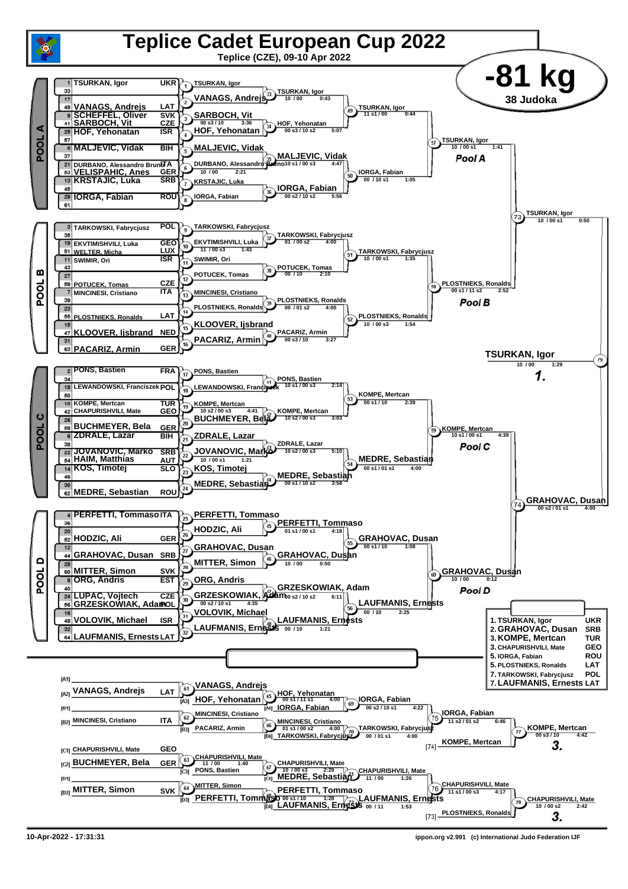# Teplice Cadet European Cup 2022

Teplice (CZE), 09-10 Apr 2022

## -81 kg

38 Judoka

### POOL A

| Seed | Name | Country |
|---|---|---|
| 1 | TSURKAN, Igor | UKR |
| 33 | | |
| 17 | | |
| 49 | VANAGS, Andrejs | LAT |
| 9 | SCHEFFEL, Oliver | SVK |
| 41 | SARBOCH, Vit | CZE |
| 25 | HOF, Yehonatan | ISR |
| 57 | | |
| 5 | MALJEVIC, Vidak | BIH |
| 37 | | |
| 21 | DURBANO, Alessandro Bruno | ITA |
| 53 | VELISPAHIC, Anes | GER |
| 13 | KRSTAJIC, Luka | SRB |
| 45 | | |
| 29 | IORGA, Fabian | ROU |
| 61 | | |

- Contest 1: TSURKAN, Igor
- Contest 2: VANAGS, Andrejs
- Contest 3: SARBOCH, Vit (00 s3 / 10, 3:36)
- Contest 4: HOF, Yehonatan
- Contest 5: MALJEVIC, Vidak
- Contest 6: DURBANO, Alessandro Bruno (10 / 00, 2:21)
- Contest 7: KRSTAJIC, Luka
- Contest 8: IORGA, Fabian
- Contest 33: TSURKAN, Igor (10 / 00, 0:43)
- Contest 34: HOF, Yehonatan (00 s3 / 10 s2, 5:07)
- Contest 35: MALJEVIC, Vidak (10 s1 / 00 s3, 4:47)
- Contest 36: IORGA, Fabian (00 s2 / 10 s2, 5:56)
- Contest 49: TSURKAN, Igor (11 s1 / 00, 0:44)
- Contest 50: IORGA, Fabian (00 / 10 s1, 1:05)
- Contest 57: TSURKAN, Igor (10 / 00 s1, 1:41) — Pool A

### POOL B

| Seed | Name | Country |
|---|---|---|
| 3 | TARKOWSKI, Fabrycjusz | POL |
| 35 | | |
| 19 | EKVTIMISHVILI, Luka | GEO |
| 51 | WELTER, Micha | LUX |
| 11 | SWIMIR, Ori | ISR |
| 43 | | |
| 27 | | |
| 59 | POTUCEK, Tomas | CZE |
| 7 | MINCINESI, Cristiano | ITA |
| 39 | | |
| 23 | | |
| 55 | PLOSTNIEKS, Ronalds | LAT |
| 15 | | |
| 47 | KLOOVER, Ijsbrand | NED |
| 31 | | |
| 63 | PACARIZ, Armin | GER |

- Contest 9: TARKOWSKI, Fabrycjusz
- Contest 10: EKVTIMISHVILI, Luka (11 / 00 s3, 1:43)
- Contest 11: SWIMIR, Ori
- Contest 12: POTUCEK, Tomas
- Contest 13: MINCINESI, Cristiano
- Contest 14: PLOSTNIEKS, Ronalds
- Contest 15: KLOOVER, Ijsbrand
- Contest 16: PACARIZ, Armin
- Contest 37: TARKOWSKI, Fabrycjusz (01 / 00 s2, 4:00)
- Contest 38: POTUCEK, Tomas (00 / 10, 2:10)
- Contest 39: PLOSTNIEKS, Ronalds (00 / 01 s2, 4:00)
- Contest 40: PACARIZ, Armin (00 s3 / 10, 3:27)
- Contest 51: TARKOWSKI, Fabrycjusz (10 / 00 s1, 1:35)
- Contest 52: PLOSTNIEKS, Ronalds (10 / 00 s3, 1:54)
- Contest 58: PLOSTNIEKS, Ronalds (00 s1 / 11 s2, 2:52) — Pool B

- Contest 73: TSURKAN, Igor (10 / 00 s1, 0:50)

### POOL C

| Seed | Name | Country |
|---|---|---|
| 2 | PONS, Bastien | FRA |
| 34 | | |
| 18 | LEWANDOWSKI, Franciszek | POL |
| 50 | | |
| 10 | KOMPE, Mertcan | TUR |
| 42 | CHAPURISHVILI, Mate | GEO |
| 26 | | |
| 58 | BUCHMEYER, Bela | GER |
| 6 | ZDRALE, Lazar | BIH |
| 38 | | |
| 22 | JOVANOVIC, Marko | SRB |
| 54 | HAIM, Matthias | AUT |
| 14 | KOS, Timotej | SLO |
| 46 | | |
| 30 | | |
| 62 | MEDRE, Sebastian | ROU |

- Contest 17: PONS, Bastien
- Contest 18: LEWANDOWSKI, Franciszek
- Contest 19: KOMPE, Mertcan (10 s2 / 00 s3, 4:41)
- Contest 20: BUCHMEYER, Bela
- Contest 21: ZDRALE, Lazar
- Contest 22: JOVANOVIC, Marko (10 / 00 s1, 1:21)
- Contest 23: KOS, Timotej
- Contest 24: MEDRE, Sebastian
- Contest 41: PONS, Bastien (10 s1 / 00 s3, 2:14)
- Contest 42: KOMPE, Mertcan (10 s2 / 00 s3, 3:03)
- Contest 43: ZDRALE, Lazar (10 s2 / 00 s3, 5:10)
- Contest 44: MEDRE, Sebastian (00 s1 / 10 s2, 3:58)
- Contest 53: KOMPE, Mertcan (00 s1 / 10, 2:39)
- Contest 54: MEDRE, Sebastian (00 s1 / 01 s1, 4:00)
- Contest 59: KOMPE, Mertcan (10 s1 / 00 s1, 4:39) — Pool C

### POOL D

| Seed | Name | Country |
|---|---|---|
| 4 | PERFETTI, Tommaso | ITA |
| 36 | | |
| 20 | | |
| 52 | HODZIC, Ali | GER |
| 12 | | |
| 44 | GRAHOVAC, Dusan | SRB |
| 28 | | |
| 60 | MITTER, Simon | SVK |
| 8 | ORG, Andris | EST |
| 40 | | |
| 24 | LUPAC, Vojtech | CZE |
| 56 | GRZESKOWIAK, Adam | POL |
| 16 | | |
| 48 | VOLOVIK, Michael | ISR |
| 32 | | |
| 64 | LAUFMANIS, Ernests | LAT |

- Contest 25: PERFETTI, Tommaso
- Contest 26: HODZIC, Ali
- Contest 27: GRAHOVAC, Dusan
- Contest 28: MITTER, Simon
- Contest 29: ORG, Andris
- Contest 30: GRZESKOWIAK, Adam (00 s2 / 10 s1, 4:35)
- Contest 31: VOLOVIK, Michael
- Contest 32: LAUFMANIS, Ernests
- Contest 45: PERFETTI, Tommaso (01 s1 / 00 s1, 4:18)
- Contest 46: GRAHOVAC, Dusan (10 / 00, 0:50)
- Contest 47: GRZESKOWIAK, Adam (00 s2 / 10 s2, 6:11)
- Contest 48: LAUFMANIS, Ernests (00 / 10, 1:21)
- Contest 55: GRAHOVAC, Dusan (00 s1 / 10, 1:08)
- Contest 56: LAUFMANIS, Ernests (00 / 10, 2:25)
- Contest 60: GRAHOVAC, Dusan (10 / 00, 0:12) — Pool D

- Contest 74: GRAHOVAC, Dusan (00 s2 / 01 s1, 4:00)

### Final

- Contest 79: TSURKAN, Igor (10 / 00, 1:29) — 1.

### Repechage

- [A1] —
- [A2] VANAGS, Andrejs (LAT)
- Contest 61: VANAGS, Andrejs
- [A3] HOF, Yehonatan
- Contest 65: HOF, Yehonatan (00 s1 / 11 s1, 4:00)
- [A4] IORGA, Fabian
- Contest 69: IORGA, Fabian (00 s2 / 10 s1, 4:22)
- [B1] —
- [B2] MINCINESI, Cristiano (ITA)
- Contest 62: MINCINESI, Cristiano
- [B3] PACARIZ, Armin
- Contest 66: MINCINESI, Cristiano (01 s1 / 00 s2, 4:00)
- [B4] TARKOWSKI, Fabrycjusz
- Contest 70: TARKOWSKI, Fabrycjusz (00 / 01 s1, 4:00)
- Contest 75: IORGA, Fabian (11 s2 / 01 s2, 6:46)
- [74] KOMPE, Mertcan
- Contest 77: KOMPE, Mertcan (00 s3 / 10, 4:42) — 3.
- [C1] CHAPURISHVILI, Mate (GEO)
- [C2] BUCHMEYER, Bela (GER)
- Contest 63: CHAPURISHVILI, Mate (11 / 00, 1:40)
- [C3] PONS, Bastien
- Contest 67: CHAPURISHVILI, Mate (10 / 00 s3, 2:29)
- [C4] MEDRE, Sebastian
- Contest 71: CHAPURISHVILI, Mate (11 / 00, 1:26)
- [D1] —
- [D2] MITTER, Simon (SVK)
- Contest 64: MITTER, Simon
- [D3] PERFETTI, Tommaso
- Contest 68: PERFETTI, Tommaso (00 s1 / 10, 1:28)
- [D4] LAUFMANIS, Ernests
- Contest 72: LAUFMANIS, Ernests (00 / 11, 1:53)
- Contest 76: CHAPURISHVILI, Mate (11 s1 / 00 s3, 4:17)
- [73] PLOSTNIEKS, Ronalds
- Contest 78: CHAPURISHVILI, Mate (10 / 00 s2, 2:42) — 3.

### Final Results

| Place | Name | Country |
|---|---|---|
| 1. | TSURKAN, Igor | UKR |
| 2. | GRAHOVAC, Dusan | SRB |
| 3. | KOMPE, Mertcan | TUR |
| 3. | CHAPURISHVILI, Mate | GEO |
| 5. | IORGA, Fabian | ROU |
| 5. | PLOSTNIEKS, Ronalds | LAT |
| 7. | TARKOWSKI, Fabrycjusz | POL |
| 7. | LAUFMANIS, Ernests | LAT |

10-Apr-2022 - 17:31:31

ippon.org v2.991 (c) International Judo Federation IJF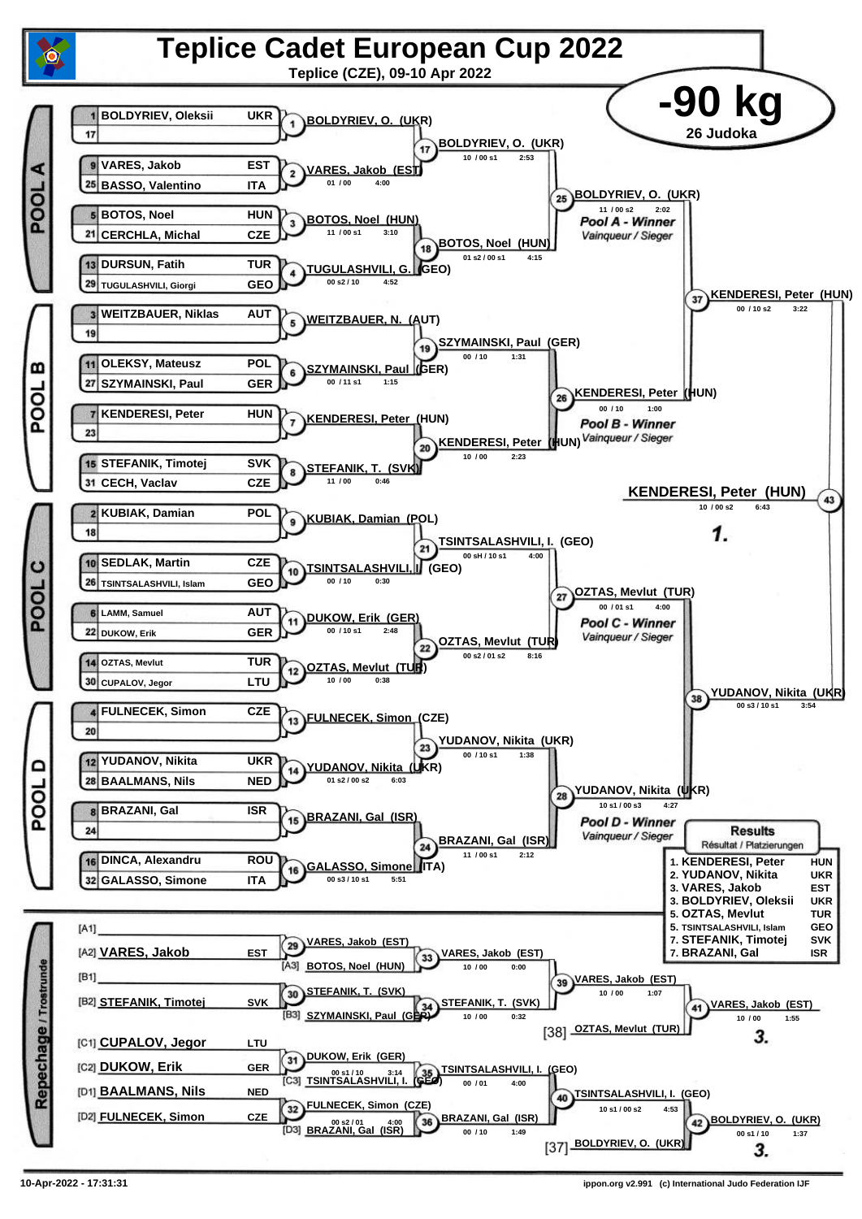# Teplice Cadet European Cup 2022

**Teplice (CZE), 09-10 Apr 2022**

## -90 kg

**26 Judoka**

### POOL A

| Seed | Name | Nation |
|---|---|---|
| 1 | BOLDYRIEV, Oleksii | UKR |
| 17 | | |
| 9 | VARES, Jakob | EST |
| 25 | BASSO, Valentino | ITA |
| 5 | BOTOS, Noel | HUN |
| 21 | CERCHLA, Michal | CZE |
| 13 | DURSUN, Fatih | TUR |
| 29 | TUGULASHVILI, Giorgi | GEO |

- 1: BOLDYRIEV, O. (UKR)
- 2: VARES, Jakob (EST) — 01 / 00 — 4:00
- 3: BOTOS, Noel (HUN) — 11 / 00 s1 — 3:10
- 4: TUGULASHVILI, G. (GEO) — 00 s2 / 10 — 4:52
- 17: BOLDYRIEV, O. (UKR) — 10 / 00 s1 — 2:53
- 18: BOTOS, Noel (HUN) — 01 s2 / 00 s1 — 4:15
- 25: BOLDYRIEV, O. (UKR) — 11 / 00 s2 — 2:02 — *Pool A - Winner* / *Vainqueur / Sieger*

### POOL B

| Seed | Name | Nation |
|---|---|---|
| 3 | WEITZBAUER, Niklas | AUT |
| 19 | | |
| 11 | OLEKSY, Mateusz | POL |
| 27 | SZYMAINSKI, Paul | GER |
| 7 | KENDERESI, Peter | HUN |
| 23 | | |
| 15 | STEFANIK, Timotej | SVK |
| 31 | CECH, Vaclav | CZE |

- 5: WEITZBAUER, N. (AUT)
- 6: SZYMAINSKI, Paul (GER) — 00 / 11 s1 — 1:15
- 7: KENDERESI, Peter (HUN)
- 8: STEFANIK, T. (SVK) — 11 / 00 — 0:46
- 19: SZYMAINSKI, Paul (GER) — 00 / 10 — 1:31
- 20: KENDERESI, Peter (HUN) — 10 / 00 — 2:23
- 26: KENDERESI, Peter (HUN) — 00 / 10 — 1:00 — *Pool B - Winner* / *Vainqueur / Sieger*
- 37: KENDERESI, Peter (HUN) — 00 / 10 s2 — 3:22

### POOL C

| Seed | Name | Nation |
|---|---|---|
| 2 | KUBIAK, Damian | POL |
| 18 | | |
| 10 | SEDLAK, Martin | CZE |
| 26 | TSINTSALASHVILI, Islam | GEO |
| 6 | LAMM, Samuel | AUT |
| 22 | DUKOW, Erik | GER |
| 14 | OZTAS, Mevlut | TUR |
| 30 | CUPALOV, Jegor | LTU |

- 9: KUBIAK, Damian (POL)
- 10: TSINTSALASHVILI, I. (GEO) — 00 / 10 — 0:30
- 11: DUKOW, Erik (GER) — 00 / 10 s1 — 2:48
- 12: OZTAS, Mevlut (TUR) — 10 / 00 — 0:38
- 21: TSINTSALASHVILI, I. (GEO) — 00 sH / 10 s1 — 4:00
- 22: OZTAS, Mevlut (TUR) — 00 s2 / 01 s2 — 8:16
- 27: OZTAS, Mevlut (TUR) — 00 / 01 s1 — 4:00 — *Pool C - Winner* / *Vainqueur / Sieger*

### POOL D

| Seed | Name | Nation |
|---|---|---|
| 4 | FULNECEK, Simon | CZE |
| 20 | | |
| 12 | YUDANOV, Nikita | UKR |
| 28 | BAALMANS, Nils | NED |
| 8 | BRAZANI, Gal | ISR |
| 24 | | |
| 16 | DINCA, Alexandru | ROU |
| 32 | GALASSO, Simone | ITA |

- 13: FULNECEK, Simon (CZE)
- 14: YUDANOV, Nikita (UKR) — 01 s2 / 00 s2 — 6:03
- 15: BRAZANI, Gal (ISR)
- 16: GALASSO, Simone (ITA) — 00 s3 / 10 s1 — 5:51
- 23: YUDANOV, Nikita (UKR) — 00 / 10 s1 — 1:38
- 24: BRAZANI, Gal (ISR) — 11 / 00 s1 — 2:12
- 28: YUDANOV, Nikita (UKR) — 10 s1 / 00 s3 — 4:27 — *Pool D - Winner* / *Vainqueur / Sieger*
- 38: YUDANOV, Nikita (UKR) — 00 s3 / 10 s1 — 3:54

### Final

- 43: KENDERESI, Peter (HUN) — 10 / 00 s2 — 6:43 — **1.**

### Repechage / Trostrunde

- [A1]
- [A2] VARES, Jakob — EST
- [B1]
- [B2] STEFANIK, Timotej — SVK
- [C1] CUPALOV, Jegor — LTU
- [C2] DUKOW, Erik — GER
- [D1] BAALMANS, Nils — NED
- [D2] FULNECEK, Simon — CZE

- 29: VARES, Jakob (EST)
- 33: VARES, Jakob (EST) vs [A3] BOTOS, Noel (HUN) — 10 / 00 — 0:00
- 30: STEFANIK, T. (SVK)
- 34: STEFANIK, T. (SVK) vs [B3] SZYMAINSKI, Paul (GER) — 10 / 00 — 0:32
- 39: VARES, Jakob (EST) — 10 / 00 — 1:07
- 41: VARES, Jakob (EST) vs [38] OZTAS, Mevlut (TUR) — 10 / 00 — 1:55 — **3.**
- 31: DUKOW, Erik (GER) — 00 s1 / 10 — 3:14
- 35: TSINTSALASHVILI, I. (GEO) vs [C3] TSINTSALASHVILI, I. (GEO) — 00 / 01 — 4:00
- 32: FULNECEK, Simon (CZE) — 00 s2 / 01 — 4:00
- 36: BRAZANI, Gal (ISR) vs [D3] BRAZANI, Gal (ISR) — 00 / 10 — 1:49
- 40: TSINTSALASHVILI, I. (GEO) — 10 s1 / 00 s2 — 4:53
- 42: BOLDYRIEV, O. (UKR) vs [37] BOLDYRIEV, O. (UKR) — 00 s1 / 10 — 1:37 — **3.**

### Results / Résultat / Platzierungen

| Place | Name | Nation |
|---|---|---|
| 1. | KENDERESI, Peter | HUN |
| 2. | YUDANOV, Nikita | UKR |
| 3. | VARES, Jakob | EST |
| 3. | BOLDYRIEV, Oleksii | UKR |
| 5. | OZTAS, Mevlut | TUR |
| 5. | TSINTSALASHVILI, Islam | GEO |
| 7. | STEFANIK, Timotej | SVK |
| 7. | BRAZANI, Gal | ISR |

10-Apr-2022 - 17:31:31 — ippon.org v2.991 (c) International Judo Federation IJF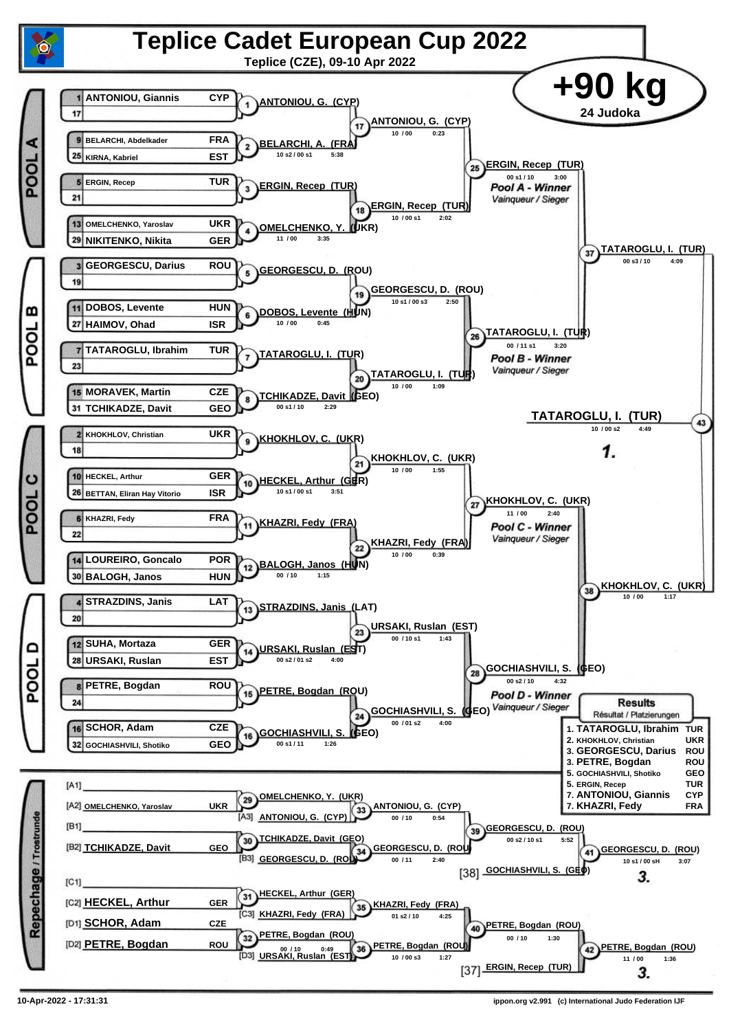# Teplice Cadet European Cup 2022

**Teplice (CZE), 09-10 Apr 2022**

## +90 kg

24 Judoka

### POOL A

| Seed | Name | Country |
|---|---|---|
| 1 | ANTONIOU, Giannis | CYP |
| 17 | | |
| 9 | BELARCHI, Abdelkader | FRA |
| 25 | KIRNA, Kabriel | EST |
| 5 | ERGIN, Recep | TUR |
| 21 | | |
| 13 | OMELCHENKO, Yaroslav | UKR |
| 29 | NIKITENKO, Nikita | GER |

- (1) ANTONIOU, G. (CYP)
- (2) BELARCHI, A. (FRA) — 10 s2 / 00 s1 — 5:38
- (3) ERGIN, Recep (TUR)
- (4) OMELCHENKO, Y. (UKR) — 11 / 00 — 3:35
- (17) ANTONIOU, G. (CYP) — 10 / 00 — 0:23
- (18) ERGIN, Recep (TUR) — 10 / 00 s1 — 2:02
- (25) ERGIN, Recep (TUR) — 00 s1 / 10 — 3:00 — *Pool A - Winner* / *Vainqueur / Sieger*

### POOL B

| Seed | Name | Country |
|---|---|---|
| 3 | GEORGESCU, Darius | ROU |
| 19 | | |
| 11 | DOBOS, Levente | HUN |
| 27 | HAIMOV, Ohad | ISR |
| 7 | TATAROGLU, Ibrahim | TUR |
| 23 | | |
| 15 | MORAVEK, Martin | CZE |
| 31 | TCHIKADZE, David | GEO |

- (5) GEORGESCU, D. (ROU)
- (6) DOBOS, Levente (HUN) — 10 / 00 — 0:45
- (7) TATAROGLU, I. (TUR)
- (8) TCHIKADZE, David (GEO) — 00 s1 / 10 — 2:29
- (19) GEORGESCU, D. (ROU) — 10 s1 / 00 s3 — 2:50
- (20) TATAROGLU, I. (TUR) — 10 / 00 — 1:09
- (26) TATAROGLU, I. (TUR) — 00 / 11 s1 — 3:20 — *Pool B - Winner* / *Vainqueur / Sieger*

### POOL C

| Seed | Name | Country |
|---|---|---|
| 2 | KHOKHLOV, Christian | UKR |
| 18 | | |
| 10 | HECKEL, Arthur | GER |
| 26 | BETTAN, Eliran Hay Vitorio | ISR |
| 6 | KHAZRI, Fedy | FRA |
| 22 | | |
| 14 | LOUREIRO, Goncalo | POR |
| 30 | BALOGH, Janos | HUN |

- (9) KHOKHLOV, C. (UKR)
- (10) HECKEL, Arthur (GER) — 10 s1 / 00 s1 — 3:51
- (11) KHAZRI, Fedy (FRA)
- (12) BALOGH, Janos (HUN) — 00 / 10 — 1:15
- (21) KHOKHLOV, C. (UKR) — 10 / 00 — 1:55
- (22) KHAZRI, Fedy (FRA) — 10 / 00 — 0:39
- (27) KHOKHLOV, C. (UKR) — 11 / 00 — 2:40 — *Pool C - Winner* / *Vainqueur / Sieger*

### POOL D

| Seed | Name | Country |
|---|---|---|
| 4 | STRAZDINS, Janis | LAT |
| 20 | | |
| 12 | SUHA, Mortaza | GER |
| 28 | URSAKI, Ruslan | EST |
| 8 | PETRE, Bogdan | ROU |
| 24 | | |
| 16 | SCHOR, Adam | CZE |
| 32 | GOCHIASHVILI, Shotiko | GEO |

- (13) STRAZDINS, Janis (LAT)
- (14) URSAKI, Ruslan (EST) — 00 s2 / 01 s2 — 4:00
- (15) PETRE, Bogdan (ROU)
- (16) GOCHIASHVILI, S. (GEO) — 00 s1 / 11 — 1:26
- (23) URSAKI, Ruslan (EST) — 00 / 10 s1 — 1:43
- (24) GOCHIASHVILI, S. (GEO) — 00 / 01 s2 — 4:00
- (28) GOCHIASHVILI, S. (GEO) — 00 s2 / 10 — 4:32 — *Pool D - Winner* / *Vainqueur / Sieger*

### Semi-finals and Final

- (37) TATAROGLU, I. (TUR) — 00 s3 / 10 — 4:09
- (38) KHOKHLOV, C. (UKR) — 10 / 00 — 1:17
- (43) **TATAROGLU, I. (TUR)** — 10 / 00 s2 — 4:49 — **1.**

### Repechage / Trostrunde

- [A1]
- [A2] OMELCHENKO, Yaroslav — UKR
- (29) OMELCHENKO, Y. (UKR)
- [A3] ANTONIOU, G. (CYP)
- (33) ANTONIOU, G. (CYP) — 00 / 10 — 0:54
- [B1]
- [B2] TCHIKADZE, David — GEO
- (30) TCHIKADZE, David (GEO)
- [B3] GEORGESCU, D. (ROU)
- (34) GEORGESCU, D. (ROU) — 00 / 11 — 2:40
- (39) GEORGESCU, D. (ROU) — 00 s2 / 10 s1 — 5:52
- [38] GOCHIASHVILI, S. (GEO)
- (41) GEORGESCU, D. (ROU) — 10 s1 / 00 sH — 3:07 — **3.**
- [C1]
- [C2] HECKEL, Arthur — GER
- (31) HECKEL, Arthur (GER)
- [C3] KHAZRI, Fedy (FRA)
- (35) KHAZRI, Fedy (FRA) — 01 s2 / 10 — 4:25
- [D1] SCHOR, Adam — CZE
- [D2] PETRE, Bogdan — ROU
- (32) PETRE, Bogdan (ROU) — 00 / 10 — 0:49
- [D3] URSAKI, Ruslan (EST)
- (36) PETRE, Bogdan (ROU) — 10 / 00 s3 — 1:27
- (40) PETRE, Bogdan (ROU) — 00 / 10 — 1:30
- [37] ERGIN, Recep (TUR)
- (42) PETRE, Bogdan (ROU) — 11 / 00 — 1:36 — **3.**

### Results

Résultat / Platzierungen

| Place | Name | Country |
|---|---|---|
| 1. | TATAROGLU, Ibrahim | TUR |
| 2. | KHOKHLOV, Christian | UKR |
| 3. | GEORGESCU, Darius | ROU |
| 3. | PETRE, Bogdan | ROU |
| 5. | GOCHIASHVILI, Shotiko | GEO |
| 5. | ERGIN, Recep | TUR |
| 7. | ANTONIOU, Giannis | CYP |
| 7. | KHAZRI, Fedy | FRA |

10-Apr-2022 - 17:31:31 — ippon.org v2.991 (c) International Judo Federation IJF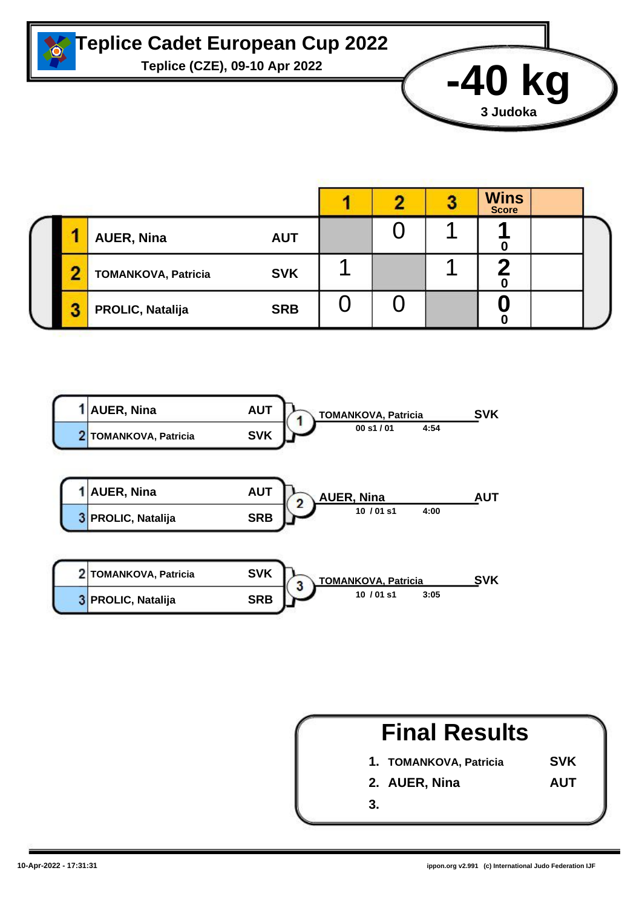# Teplice Cadet European Cup 2022

**Teplice (CZE), 09-10 Apr 2022**

## -40 kg

**3 Judoka**

| # | Name | Nation | 1 | 2 | 3 | Wins / Score | |
|---|---|---|---|---|---|---|---|
| 1 | AUER, Nina | AUT | | 0 | 1 | 1 / 0 | |
| 2 | TOMANKOVA, Patricia | SVK | 1 | | 1 | 2 / 0 | |
| 3 | PROLIC, Natalija | SRB | 0 | 0 | | 0 / 0 | |

| Contest | Judoka 1 | Nation | Judoka 2 | Nation | Winner | Nation | Score | Time |
|---|---|---|---|---|---|---|---|---|
| 1 | 1 AUER, Nina | AUT | 2 TOMANKOVA, Patricia | SVK | TOMANKOVA, Patricia | SVK | 00 s1 / 01 | 4:54 |
| 2 | 1 AUER, Nina | AUT | 3 PROLIC, Natalija | SRB | AUER, Nina | AUT | 10 / 01 s1 | 4:00 |
| 3 | 2 TOMANKOVA, Patricia | SVK | 3 PROLIC, Natalija | SRB | TOMANKOVA, Patricia | SVK | 10 / 01 s1 | 3:05 |

## Final Results

1. TOMANKOVA, Patricia SVK
2. AUER, Nina AUT
3.

10-Apr-2022 - 17:31:31

ippon.org v2.991 (c) International Judo Federation IJF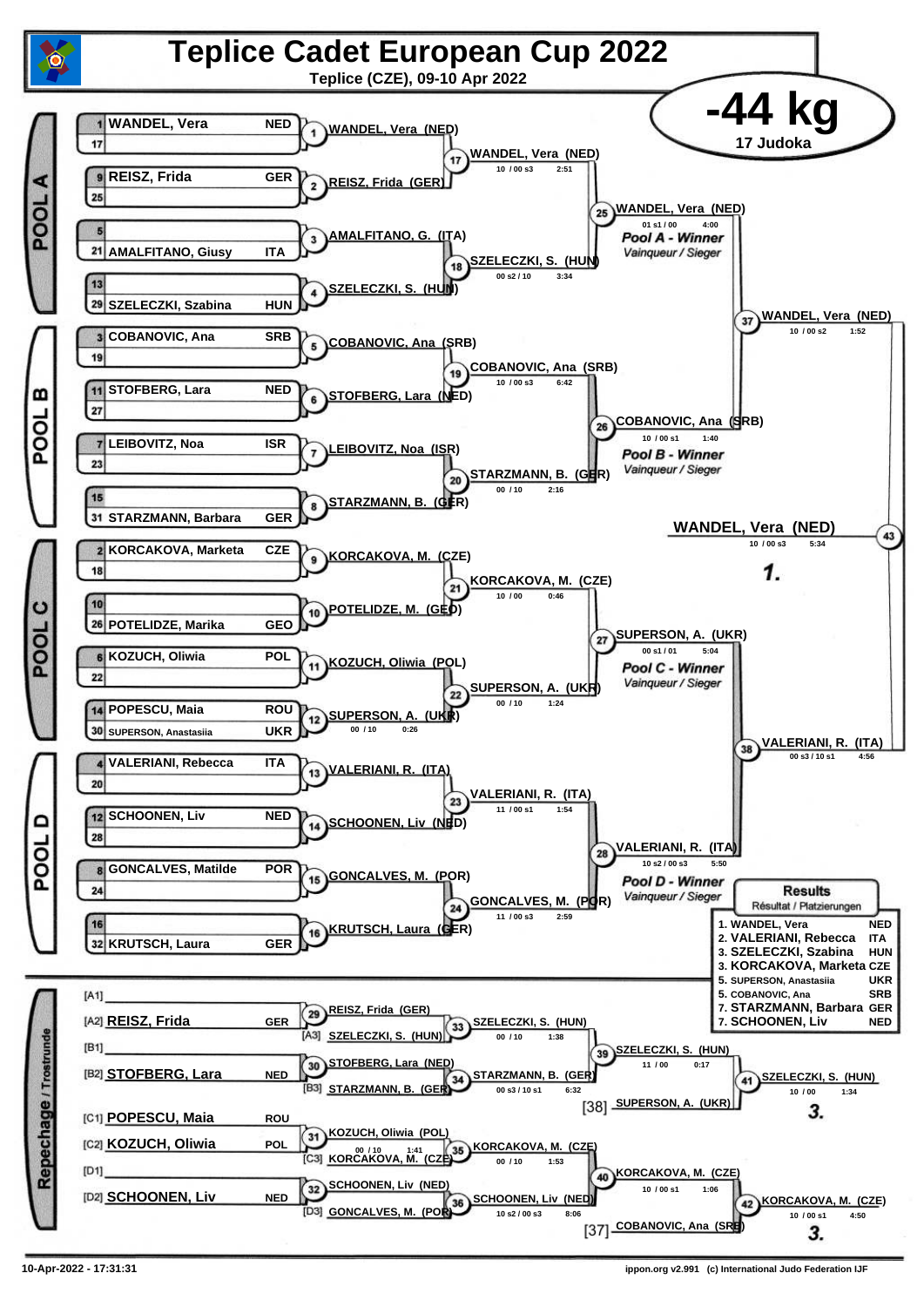# Teplice Cadet European Cup 2022

**Teplice (CZE), 09-10 Apr 2022**

## -44 kg

17 Judoka

### POOL A

| Seed/No. | Name | Country |
|---|---|---|
| 1 | WANDEL, Vera | NED |
| 17 | | |
| 9 | REISZ, Frida | GER |
| 25 | | |
| 5 | | |
| 21 | AMALFITANO, Giusy | ITA |
| 13 | | |
| 29 | SZELECZKI, Szabina | HUN |

- 1: WANDEL, Vera (NED)
- 2: REISZ, Frida (GER)
- 3: AMALFITANO, G. (ITA)
- 4: SZELECZKI, S. (HUN)
- 17: WANDEL, Vera (NED) — 10 / 00 s3 — 2:51
- 18: SZELECZKI, S. (HUN) — 00 s2 / 10 — 3:34
- 25: WANDEL, Vera (NED) — 01 s1 / 00 — 4:00 — *Pool A - Winner* / Vainqueur / Sieger

### POOL B

| Seed/No. | Name | Country |
|---|---|---|
| 3 | COBANOVIC, Ana | SRB |
| 19 | | |
| 11 | STOFBERG, Lara | NED |
| 27 | | |
| 7 | LEIBOVITZ, Noa | ISR |
| 23 | | |
| 15 | | |
| 31 | STARZMANN, Barbara | GER |

- 5: COBANOVIC, Ana (SRB)
- 6: STOFBERG, Lara (NED)
- 7: LEIBOVITZ, Noa (ISR)
- 8: STARZMANN, B. (GER)
- 19: COBANOVIC, Ana (SRB) — 10 / 00 s3 — 6:42
- 20: STARZMANN, B. (GER) — 00 / 10 — 2:16
- 26: COBANOVIC, Ana (SRB) — 10 / 00 s1 — 1:40 — *Pool B - Winner* / Vainqueur / Sieger

- 37: WANDEL, Vera (NED) — 10 / 00 s2 — 1:52

### POOL C

| Seed/No. | Name | Country |
|---|---|---|
| 2 | KORCAKOVA, Marketa | CZE |
| 18 | | |
| 10 | | |
| 26 | POTELIDZE, Marika | GEO |
| 6 | KOZUCH, Oliwia | POL |
| 22 | | |
| 14 | POPESCU, Maia | ROU |
| 30 | SUPERSON, Anastasiia | UKR |

- 9: KORCAKOVA, M. (CZE)
- 10: POTELIDZE, M. (GEO)
- 11: KOZUCH, Oliwia (POL)
- 12: SUPERSON, A. (UKR) — 00 / 10 — 0:26
- 21: KORCAKOVA, M. (CZE) — 10 / 00 — 0:46
- 22: SUPERSON, A. (UKR) — 00 / 10 — 1:24
- 27: SUPERSON, A. (UKR) — 00 s1 / 01 — 5:04 — *Pool C - Winner* / Vainqueur / Sieger

### POOL D

| Seed/No. | Name | Country |
|---|---|---|
| 4 | VALERIANI, Rebecca | ITA |
| 20 | | |
| 12 | SCHOONEN, Liv | NED |
| 28 | | |
| 8 | GONCALVES, Matilde | POR |
| 24 | | |
| 16 | | |
| 32 | KRUTSCH, Laura | GER |

- 13: VALERIANI, R. (ITA)
- 14: SCHOONEN, Liv (NED)
- 15: GONCALVES, M. (POR)
- 16: KRUTSCH, Laura (GER)
- 23: VALERIANI, R. (ITA) — 11 / 00 s1 — 1:54
- 24: GONCALVES, M. (POR) — 11 / 00 s3 — 2:59
- 28: VALERIANI, R. (ITA) — 10 s2 / 00 s3 — 5:50 — *Pool D - Winner* / Vainqueur / Sieger

- 38: VALERIANI, R. (ITA) — 00 s3 / 10 s1 — 4:56

### Final

- 43: WANDEL, Vera (NED) — 10 / 00 s3 — 5:34 — **1.**

### Repechage / Trostrunde

- [A1]
- [A2] REISZ, Frida — GER
- [B1]
- [B2] STOFBERG, Lara — NED
- [C1] POPESCU, Maia — ROU
- [C2] KOZUCH, Oliwia — POL
- [D1]
- [D2] SCHOONEN, Liv — NED

- 29: REISZ, Frida (GER) — [A3] SZELECZKI, S. (HUN)
- 30: STOFBERG, Lara (NED) — [B3] STARZMANN, B. (GER)
- 31: KOZUCH, Oliwia (POL) — 00 / 10 — 1:41 — [C3] KORCAKOVA, M. (CZE)
- 32: SCHOONEN, Liv (NED) — [D3] GONCALVES, M. (POR)
- 33: SZELECZKI, S. (HUN) — 00 / 10 — 1:38
- 34: STARZMANN, B. (GER) — 00 s3 / 10 s1 — 6:32
- 35: KORCAKOVA, M. (CZE) — 00 / 10 — 1:53
- 36: SCHOONEN, Liv (NED) — 10 s2 / 00 s3 — 8:06
- 39: SZELECZKI, S. (HUN) — 11 / 00 — 0:17
- 40: KORCAKOVA, M. (CZE) — 10 / 00 s1 — 1:06
- [38] SUPERSON, A. (UKR)
- [37] COBANOVIC, Ana (SRB)
- 41: SZELECZKI, S. (HUN) — 10 / 00 — 1:34 — **3.**
- 42: KORCAKOVA, M. (CZE) — 10 / 00 s1 — 4:50 — **3.**

### Results / Résultat / Platzierungen

| Place | Name | Country |
|---|---|---|
| 1. | WANDEL, Vera | NED |
| 2. | VALERIANI, Rebecca | ITA |
| 3. | SZELECZKI, Szabina | HUN |
| 3. | KORCAKOVA, Marketa | CZE |
| 5. | SUPERSON, Anastasiia | UKR |
| 5. | COBANOVIC, Ana | SRB |
| 7. | STARZMANN, Barbara | GER |
| 7. | SCHOONEN, Liv | NED |

10-Apr-2022 - 17:31:31

ippon.org v2.991 (c) International Judo Federation IJF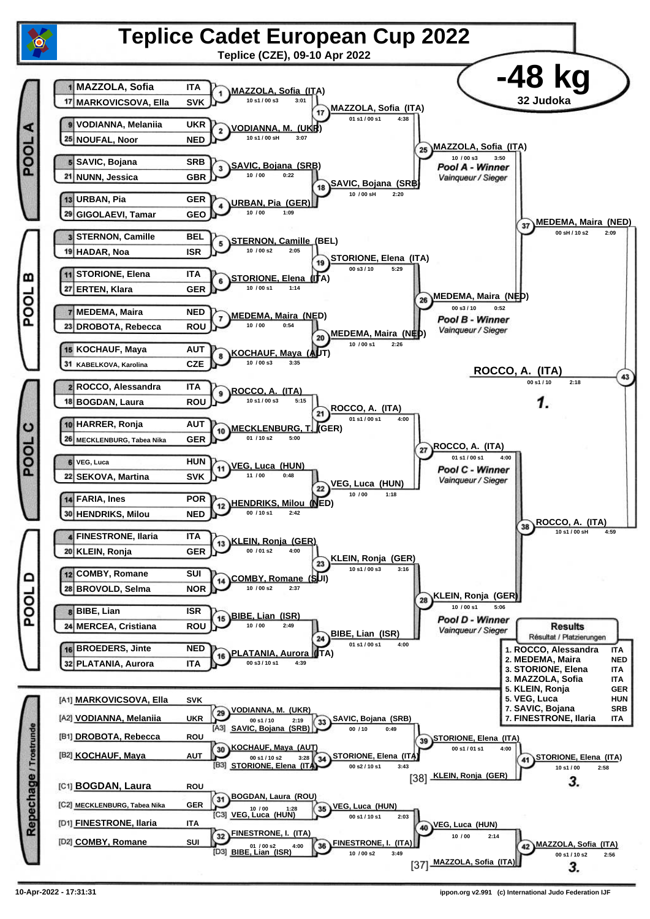# Teplice Cadet European Cup 2022

Teplice (CZE), 09-10 Apr 2022

## -48 kg

32 Judoka

### POOL A

| Seed | Name | Nation |
|---|---|---|
| 1 | MAZZOLA, Sofia | ITA |
| 17 | MARKOVICSOVA, Ella | SVK |
| 9 | VODIANNA, Melaniia | UKR |
| 25 | NOUFAL, Noor | NED |
| 5 | SAVIC, Bojana | SRB |
| 21 | NUNN, Jessica | GBR |
| 13 | URBAN, Pia | GER |
| 29 | GIGOLAEVI, Tamar | GEO |

| Contest | Winner | Score | Time |
|---|---|---|---|
| 1 | MAZZOLA, Sofia (ITA) | 10 s1 / 00 s3 | 3:01 |
| 2 | VODIANNA, M. (UKR) | 10 s1 / 00 sH | 3:07 |
| 3 | SAVIC, Bojana (SRB) | 10 / 00 | 0:22 |
| 4 | URBAN, Pia (GER) | 10 / 00 | 1:09 |
| 17 | MAZZOLA, Sofia (ITA) | 01 s1 / 00 s1 | 4:38 |
| 18 | SAVIC, Bojana (SRB) | 10 / 00 sH | 2:20 |
| 25 | MAZZOLA, Sofia (ITA) | 10 / 00 s3 | 3:50 |

Pool A - Winner / Vainqueur / Sieger

### POOL B

| Seed | Name | Nation |
|---|---|---|
| 3 | STERNON, Camille | BEL |
| 19 | HADAR, Noa | ISR |
| 11 | STORIONE, Elena | ITA |
| 27 | ERTEN, Klara | GER |
| 7 | MEDEMA, Maira | NED |
| 23 | DROBOTA, Rebecca | ROU |
| 15 | KOCHAUF, Maya | AUT |
| 31 | KABELKOVA, Karolina | CZE |

| Contest | Winner | Score | Time |
|---|---|---|---|
| 5 | STERNON, Camille (BEL) | 10 / 00 s2 | 2:05 |
| 6 | STORIONE, Elena (ITA) | 10 / 00 s1 | 1:14 |
| 7 | MEDEMA, Maira (NED) | 10 / 00 | 0:54 |
| 8 | KOCHAUF, Maya (AUT) | 10 / 00 s3 | 3:35 |
| 19 | STORIONE, Elena (ITA) | 00 s3 / 10 | 5:29 |
| 20 | MEDEMA, Maira (NED) | 10 / 00 s1 | 2:26 |
| 26 | MEDEMA, Maira (NED) | 00 s3 / 10 | 0:52 |

Pool B - Winner / Vainqueur / Sieger

### POOL C

| Seed | Name | Nation |
|---|---|---|
| 2 | ROCCO, Alessandra | ITA |
| 18 | BOGDAN, Laura | ROU |
| 10 | HARRER, Ronja | AUT |
| 26 | MECKLENBURG, Tabea Nika | GER |
| 6 | VEG, Luca | HUN |
| 22 | SEKOVA, Martina | SVK |
| 14 | FARIA, Ines | POR |
| 30 | HENDRIKS, Milou | NED |

| Contest | Winner | Score | Time |
|---|---|---|---|
| 9 | ROCCO, A. (ITA) | 10 s1 / 00 s3 | 5:15 |
| 10 | MECKLENBURG, T. (GER) | 01 / 10 s2 | 5:00 |
| 11 | VEG, Luca (HUN) | 11 / 00 | 0:48 |
| 12 | HENDRIKS, Milou (NED) | 00 / 10 s1 | 2:42 |
| 21 | ROCCO, A. (ITA) | 01 s1 / 00 s1 | 4:00 |
| 22 | VEG, Luca (HUN) | 10 / 00 | 1:18 |
| 27 | ROCCO, A. (ITA) | 01 s1 / 00 s1 | 4:00 |

Pool C - Winner / Vainqueur / Sieger

### POOL D

| Seed | Name | Nation |
|---|---|---|
| 4 | FINESTRONE, Ilaria | ITA |
| 20 | KLEIN, Ronja | GER |
| 12 | COMBY, Romane | SUI |
| 28 | BROVOLD, Selma | NOR |
| 8 | BIBE, Lian | ISR |
| 24 | MERCEA, Cristiana | ROU |
| 16 | BROEDERS, Jinte | NED |
| 32 | PLATANIA, Aurora | ITA |

| Contest | Winner | Score | Time |
|---|---|---|---|
| 13 | KLEIN, Ronja (GER) | 00 / 01 s2 | 4:00 |
| 14 | COMBY, Romane (SUI) | 10 / 00 s2 | 2:37 |
| 15 | BIBE, Lian (ISR) | 10 / 00 | 2:49 |
| 16 | PLATANIA, Aurora (ITA) | 00 s3 / 10 s1 | 4:39 |
| 23 | KLEIN, Ronja (GER) | 10 s1 / 00 s3 | 3:16 |
| 24 | BIBE, Lian (ISR) | 01 s1 / 00 s1 | 4:00 |
| 28 | KLEIN, Ronja (GER) | 10 / 00 s1 | 5:06 |

Pool D - Winner / Vainqueur / Sieger

### Semi-finals and Final

| Contest | Winner | Score | Time |
|---|---|---|---|
| 37 | MEDEMA, Maira (NED) | 00 sH / 10 s2 | 2:09 |
| 38 | ROCCO, A. (ITA) | 10 s1 / 00 sH | 4:59 |
| 43 | ROCCO, A. (ITA) | 00 s1 / 10 | 2:18 |

1.

### Repechage / Trostrunde

| Position | Name | Nation |
|---|---|---|
| [A1] | MARKOVICSOVA, Ella | SVK |
| [A2] | VODIANNA, Melaniia | UKR |
| [B1] | DROBOTA, Rebecca | ROU |
| [B2] | KOCHAUF, Maya | AUT |
| [C1] | BOGDAN, Laura | ROU |
| [C2] | MECKLENBURG, Tabea Nika | GER |
| [D1] | FINESTRONE, Ilaria | ITA |
| [D2] | COMBY, Romane | SUI |

| Contest | Winner | Score | Time |
|---|---|---|---|
| 29 | VODIANNA, M. (UKR) | 00 s1 / 10 | 2:19 |
| 30 | KOCHAUF, Maya (AUT) | 00 s1 / 10 s2 | 3:28 |
| 31 | BOGDAN, Laura (ROU) | 10 / 00 | 1:28 |
| 32 | FINESTRONE, I. (ITA) | 01 / 00 s2 | 4:00 |
| 33 | SAVIC, Bojana (SRB) (vs [A3] SAVIC, Bojana (SRB)) | 00 / 10 | 0:49 |
| 34 | STORIONE, Elena (ITA) (vs [B3] STORIONE, Elena (ITA)) | 00 s2 / 10 s1 | 3:43 |
| 35 | VEG, Luca (HUN) (vs [C3] VEG, Luca (HUN)) | 00 s1 / 10 s1 | 2:03 |
| 36 | FINESTRONE, I. (ITA) (vs [D3] BIBE, Lian (ISR)) | 10 / 00 s2 | 3:49 |
| 39 | STORIONE, Elena (ITA) | 00 s1 / 01 s1 | 4:00 |
| 40 | VEG, Luca (HUN) | 10 / 00 | 2:14 |
| 41 | STORIONE, Elena (ITA) (vs [38] KLEIN, Ronja (GER)) | 10 s1 / 00 | 2:58 |
| 42 | MAZZOLA, Sofia (ITA) (vs [37] MAZZOLA, Sofia (ITA)) | 00 s1 / 10 s2 | 2:56 |

3.

3.

### Results / Résultat / Platzierungen

| Place | Name | Nation |
|---|---|---|
| 1. | ROCCO, Alessandra | ITA |
| 2. | MEDEMA, Maira | NED |
| 3. | STORIONE, Elena | ITA |
| 3. | MAZZOLA, Sofia | ITA |
| 5. | KLEIN, Ronja | GER |
| 5. | VEG, Luca | HUN |
| 7. | SAVIC, Bojana | SRB |
| 7. | FINESTRONE, Ilaria | ITA |

10-Apr-2022 - 17:31:31

ippon.org v2.991 (c) International Judo Federation IJF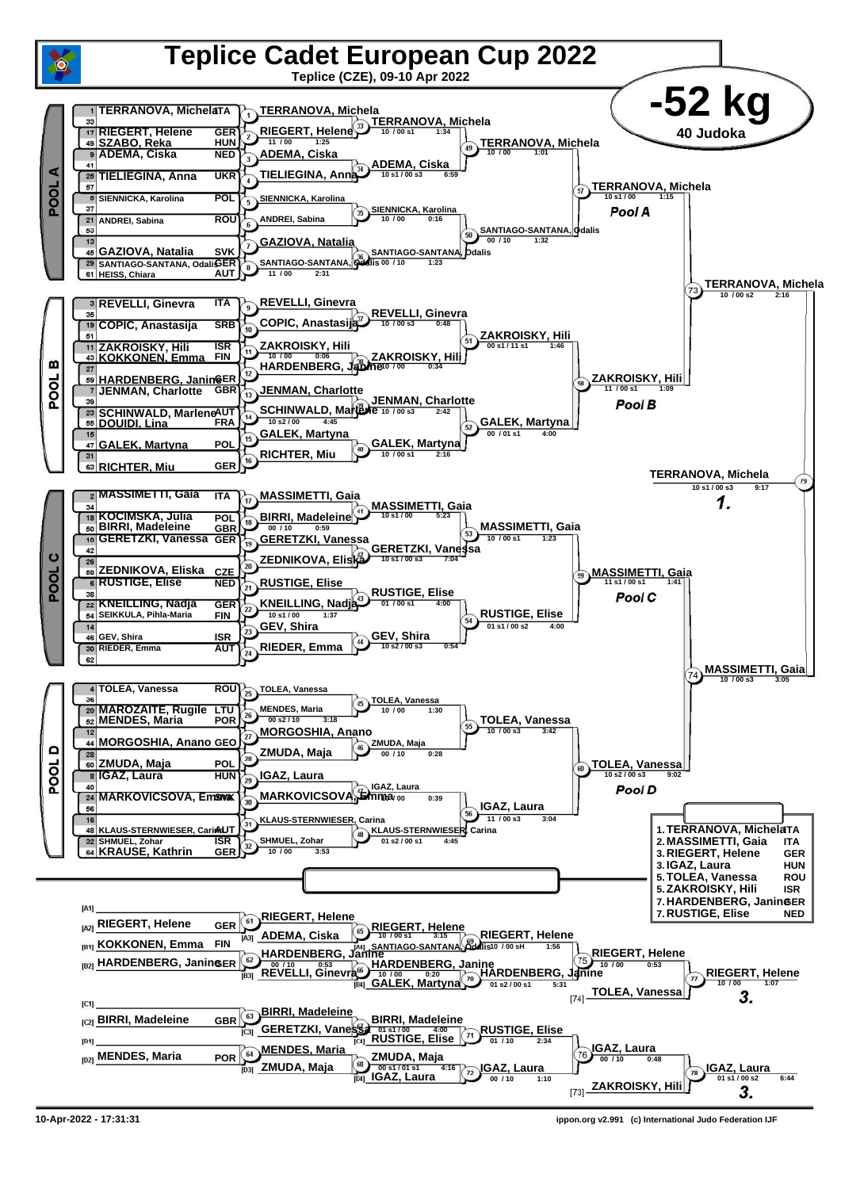# Teplice Cadet European Cup 2022

Teplice (CZE), 09-10 Apr 2022

## -52 kg

40 Judoka

### POOL A

| Seed | Name | Nation |
|---|---|---|
| 1 | TERRANOVA, Michela | ITA |
| 33 | | |
| 17 | RIEGERT, Helene | GER |
| 49 | SZABO, Reka | HUN |
| 9 | ADEMA, Ciska | NED |
| 41 | | |
| 25 | TIELIEGINA, Anna | UKR |
| 57 | | |
| 5 | SIENNICKA, Karolina | POL |
| 37 | | |
| 21 | ANDREI, Sabina | ROU |
| 53 | | |
| 13 | | |
| 45 | GAZIOVA, Natalia | SVK |
| 29 | SANTIAGO-SANTANA, Odalis | GER |
| 61 | HEISS, Chiara | AUT |

- Contest 1: TERRANOVA, Michela
- Contest 2: RIEGERT, Helene — 11 / 00, 1:25
- Contest 3: ADEMA, Ciska
- Contest 4: TIELIEGINA, Anna
- Contest 5: SIENNICKA, Karolina
- Contest 6: ANDREI, Sabina
- Contest 7: GAZIOVA, Natalia
- Contest 8: SANTIAGO-SANTANA, Odalis — 11 / 00, 2:31
- Contest 33: TERRANOVA, Michela — 10 / 00 s1, 1:34
- Contest 34: ADEMA, Ciska — 10 s1 / 00 s3, 6:59
- Contest 35: SIENNICKA, Karolina — 10 / 00, 0:16
- Contest 36: SANTIAGO-SANTANA, Odalis — 00 / 10, 1:23
- Contest 49: TERRANOVA, Michela — 10 / 00, 1:01
- Contest 50: SANTIAGO-SANTANA, Odalis — 00 / 10, 1:32
- Contest 57: TERRANOVA, Michela — 10 s1 / 00, 1:15 — Pool A

### POOL B

| Seed | Name | Nation |
|---|---|---|
| 3 | REVELLI, Ginevra | ITA |
| 35 | | |
| 19 | COPIC, Anastasija | SRB |
| 51 | | |
| 11 | ZAKROISKY, Hili | ISR |
| 43 | KOKKONEN, Emma | FIN |
| 27 | | |
| 59 | HARDENBERG, Janine | GER |
| 7 | JENMAN, Charlotte | GBR |
| 39 | | |
| 23 | SCHINWALD, Marlene | AUT |
| 55 | DOUIDI, Lina | FRA |
| 15 | | |
| 47 | GALEK, Martyna | POL |
| 31 | | |
| 63 | RICHTER, Miu | GER |

- Contest 9: REVELLI, Ginevra
- Contest 10: COPIC, Anastasija
- Contest 11: ZAKROISKY, Hili — 10 / 00, 0:06
- Contest 12: HARDENBERG, Janine
- Contest 13: JENMAN, Charlotte
- Contest 14: SCHINWALD, Marlene — 10 s2 / 00, 4:45
- Contest 15: GALEK, Martyna
- Contest 16: RICHTER, Miu
- Contest 37: REVELLI, Ginevra — 10 / 00 s3, 0:48
- Contest 38: ZAKROISKY, Hili — 10 / 00, 0:34
- Contest 39: JENMAN, Charlotte — 10 / 00 s3, 2:42
- Contest 40: GALEK, Martyna — 10 / 00 s1, 2:16
- Contest 51: ZAKROISKY, Hili — 00 s1 / 11 s1, 1:46
- Contest 52: GALEK, Martyna — 00 / 01 s1, 4:00
- Contest 58: ZAKROISKY, Hili — 11 / 00 s1, 1:09 — Pool B

Contest 73: TERRANOVA, Michela — 10 / 00 s2, 2:16

### POOL C

| Seed | Name | Nation |
|---|---|---|
| 2 | MASSIMETTI, Gaia | ITA |
| 34 | | |
| 18 | KOCIMSKA, Julia | POL |
| 50 | BIRRI, Madeleine | GBR |
| 10 | GERETZKI, Vanessa | GER |
| 42 | | |
| 26 | | |
| 58 | ZEDNIKOVA, Eliska | CZE |
| 6 | RUSTIGE, Elise | NED |
| 38 | | |
| 22 | KNEILLING, Nadja | GER |
| 54 | SEIKKULA, Pihla-Maria | FIN |
| 14 | | |
| 46 | GEV, Shira | ISR |
| 30 | RIEDER, Emma | AUT |
| 62 | | |

- Contest 17: MASSIMETTI, Gaia
- Contest 18: BIRRI, Madeleine — 00 / 10, 0:59
- Contest 19: GERETZKI, Vanessa
- Contest 20: ZEDNIKOVA, Eliska
- Contest 21: RUSTIGE, Elise
- Contest 22: KNEILLING, Nadja — 10 s1 / 00, 1:37
- Contest 23: GEV, Shira
- Contest 24: RIEDER, Emma
- Contest 41: MASSIMETTI, Gaia — 10 s1 / 00, 5:23
- Contest 42: GERETZKI, Vanessa — 10 s1 / 00 s3, 7:04
- Contest 43: RUSTIGE, Elise — 01 / 00 s1, 4:00
- Contest 44: GEV, Shira — 10 s2 / 00 s3, 0:54
- Contest 53: MASSIMETTI, Gaia — 10 / 00 s1, 1:23
- Contest 54: RUSTIGE, Elise — 01 s1 / 00 s2, 4:00
- Contest 59: MASSIMETTI, Gaia — 11 s1 / 00 s1, 1:41 — Pool C

### POOL D

| Seed | Name | Nation |
|---|---|---|
| 4 | TOLEA, Vanessa | ROU |
| 36 | | |
| 20 | MAROZAITE, Rugile | LTU |
| 52 | MENDES, Maria | POR |
| 12 | | |
| 44 | MORGOSHIA, Anano | GEO |
| 28 | | |
| 60 | ZMUDA, Maja | POL |
| 8 | IGAZ, Laura | HUN |
| 40 | | |
| 24 | MARKOVICSOVA, Emma | SVK |
| 56 | | |
| 16 | | |
| 48 | KLAUS-STERNWIESER, Carina | AUT |
| 32 | SHMUEL, Zohar | ISR |
| 64 | KRAUSE, Kathrin | GER |

- Contest 25: TOLEA, Vanessa
- Contest 26: MENDES, Maria — 00 s2 / 10, 3:18
- Contest 27: MORGOSHIA, Anano
- Contest 28: ZMUDA, Maja
- Contest 29: IGAZ, Laura
- Contest 30: MARKOVICSOVA, Emma
- Contest 31: KLAUS-STERNWIESER, Carina
- Contest 32: SHMUEL, Zohar — 10 / 00, 3:53
- Contest 45: TOLEA, Vanessa — 10 / 00, 1:30
- Contest 46: ZMUDA, Maja — 00 / 10, 0:28
- Contest 47: IGAZ, Laura — 10 / 00, 0:39
- Contest 48: KLAUS-STERNWIESER, Carina — 01 s2 / 00 s1, 4:45
- Contest 55: TOLEA, Vanessa — 10 / 00 s3, 3:42
- Contest 56: IGAZ, Laura — 11 / 00 s3, 3:04
- Contest 60: TOLEA, Vanessa — 10 s2 / 00 s3, 9:02 — Pool D

Contest 74: MASSIMETTI, Gaia — 10 / 00 s3, 3:05

### Final

Contest 79: TERRANOVA, Michela — 10 s1 / 00 s3, 9:17 — **1.**

### Repechage

- [A1]
- [A2] RIEGERT, Helene — GER
- [B1] KOKKONEN, Emma — FIN
- [B2] HARDENBERG, Janine — GER
- [C1]
- [C2] BIRRI, Madeleine — GBR
- [D1]
- [D2] MENDES, Maria — POR

- Contest 61: RIEGERT, Helene
- Contest 62: HARDENBERG, Janine — 00 / 10, 0:53
- Contest 63: BIRRI, Madeleine
- Contest 64: MENDES, Maria
- Contest 65: RIEGERT, Helene vs ADEMA, Ciska [A3] — 10 / 00 s1, 3:15
- Contest 66: HARDENBERG, Janine vs REVELLI, Ginevra [B3] — 10 / 00, 0:20
- Contest 67: BIRRI, Madeleine vs GERETZKI, Vanessa [C3] — 01 s1 / 00, 4:00
- Contest 68: ZMUDA, Maja vs MENDES, Maria [D3] — 00 s1 / 01 s1, 4:16
- Contest 69: RIEGERT, Helene vs SANTIAGO-SANTANA, Odalis [A4] — 10 / 00 sH, 1:56
- Contest 70: HARDENBERG, Janine vs GALEK, Martyna [B4] — 01 s2 / 00 s1, 5:31
- Contest 71: RUSTIGE, Elise vs BIRRI, Madeleine [C4] — 01 / 10, 2:34
- Contest 72: IGAZ, Laura vs ZMUDA, Maja [D4] — 00 / 10, 1:10
- Contest 75: RIEGERT, Helene vs HARDENBERG, Janine — 10 / 00, 0:53
- Contest 76: IGAZ, Laura vs RUSTIGE, Elise — 00 / 10, 0:48
- Contest 77: RIEGERT, Helene vs TOLEA, Vanessa [74] — 10 / 00, 1:07 — **3.**
- Contest 78: IGAZ, Laura vs ZAKROISKY, Hili [73] — 01 s1 / 00 s2, 6:44 — **3.**

### Final Results

| Place | Name | Nation |
|---|---|---|
| 1. | TERRANOVA, Michela | ITA |
| 2. | MASSIMETTI, Gaia | ITA |
| 3. | RIEGERT, Helene | GER |
| 3. | IGAZ, Laura | HUN |
| 5. | TOLEA, Vanessa | ROU |
| 5. | ZAKROISKY, Hili | ISR |
| 7. | HARDENBERG, Janine | GER |
| 7. | RUSTIGE, Elise | NED |

10-Apr-2022 - 17:31:31

ippon.org v2.991 (c) International Judo Federation IJF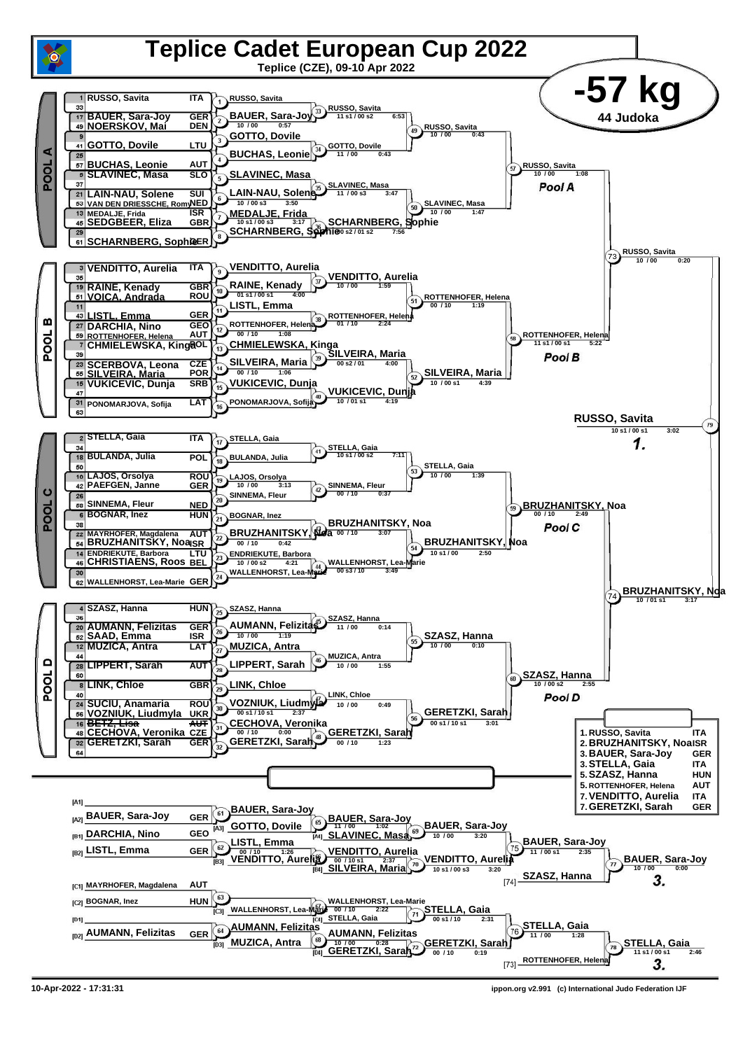# Teplice Cadet European Cup 2022

Teplice (CZE), 09-10 Apr 2022

## -57 kg

44 Judoka

### POOL A

| Seed | Name | Country |
|---|---|---|
| 1 | RUSSO, Savita | ITA |
| 33 | | |
| 17 | BAUER, Sara-Joy | GER |
| 49 | NOERSKOV, Mai | DEN |
| 9 | | |
| 41 | GOTTO, Dovile | LTU |
| 25 | | |
| 57 | BUCHAS, Leonie | AUT |
| 5 | SLAVINEC, Masa | SLO |
| 37 | | |
| 21 | LAIN-NAU, Solene | SUI |
| 53 | VAN DEN DRIESSCHE, Romy | NED |
| 13 | MEDALJE, Frida | ISR |
| 45 | SEDGBEER, Eliza | GBR |
| 29 | | |
| 61 | SCHARNBERG, Sophie | GER |

- Contest 1: RUSSO, Savita
- Contest 2: BAUER, Sara-Joy 10 / 00 0:57
- Contest 3: GOTTO, Dovile
- Contest 4: BUCHAS, Leonie
- Contest 5: SLAVINEC, Masa
- Contest 6: LAIN-NAU, Solene 10 / 00 s3 3:50
- Contest 7: MEDALJE, Frida 10 s1 / 00 s3 3:17
- Contest 8: SCHARNBERG, Sophie
- Contest 33: RUSSO, Savita 11 s1 / 00 s2 6:53
- Contest 34: GOTTO, Dovile 11 / 00 0:43
- Contest 35: SLAVINEC, Masa 11 / 00 s3 3:47
- Contest 36: SCHARNBERG, Sophie 00 s2 / 01 s2 7:56
- Contest 49: RUSSO, Savita 10 / 00 0:43
- Contest 50: SLAVINEC, Masa 10 / 00 1:47
- Contest 57: RUSSO, Savita 10 / 00 1:08 — Pool A

### POOL B

| Seed | Name | Country |
|---|---|---|
| 3 | VENDITTO, Aurelia | ITA |
| 35 | | |
| 19 | RAINE, Kenady | GBR |
| 51 | VOICA, Andrada | ROU |
| 11 | | |
| 43 | LISTL, Emma | GER |
| 27 | DARCHIA, Nino | GEO |
| 59 | ROTTENHOFER, Helena | AUT |
| 7 | CHMIELEWSKA, Kinga | POL |
| 39 | | |
| 23 | SCERBOVA, Leona | CZE |
| 55 | SILVEIRA, Maria | POR |
| 15 | VUKICEVIC, Dunja | SRB |
| 47 | | |
| 31 | PONOMARJOVA, Sofija | LAT |
| 63 | | |

- Contest 9: VENDITTO, Aurelia
- Contest 10: RAINE, Kenady 01 s1 / 00 s1 4:00
- Contest 11: LISTL, Emma
- Contest 12: ROTTENHOFER, Helena 00 / 10 1:08
- Contest 13: CHMIELEWSKA, Kinga
- Contest 14: SILVEIRA, Maria 00 / 10 1:06
- Contest 15: VUKICEVIC, Dunja
- Contest 16: PONOMARJOVA, Sofija
- Contest 37: VENDITTO, Aurelia 10 / 00 1:59
- Contest 38: ROTTENHOFER, Helena 01 / 10 2:24
- Contest 39: SILVEIRA, Maria 00 s2 / 01 4:00
- Contest 40: VUKICEVIC, Dunja 10 / 01 s1 4:19
- Contest 51: ROTTENHOFER, Helena 00 / 10 1:19
- Contest 52: SILVEIRA, Maria 10 / 00 s1 4:39
- Contest 58: ROTTENHOFER, Helena 11 s1 / 00 s1 5:22 — Pool B

### POOL C

| Seed | Name | Country |
|---|---|---|
| 2 | STELLA, Gaia | ITA |
| 34 | | |
| 18 | BULANDA, Julia | POL |
| 50 | | |
| 10 | LAJOS, Orsolya | ROU |
| 42 | PAEFGEN, Janne | GER |
| 26 | | |
| 58 | SINNEMA, Fleur | NED |
| 6 | BOGNAR, Inez | HUN |
| 38 | | |
| 22 | MAYRHOFER, Magdalena | AUT |
| 54 | BRUZHANITSKY, Noa | ISR |
| 14 | ENDRIEKUTE, Barbora | LTU |
| 46 | CHRISTIAENS, Roos | BEL |
| 30 | | |
| 62 | WALLENHORST, Lea-Marie | GER |

- Contest 17: STELLA, Gaia
- Contest 18: BULANDA, Julia
- Contest 19: LAJOS, Orsolya 10 / 00 3:13
- Contest 20: SINNEMA, Fleur
- Contest 21: BOGNAR, Inez
- Contest 22: BRUZHANITSKY, Noa 00 / 10 0:42
- Contest 23: ENDRIEKUTE, Barbora 10 / 00 s2 4:21
- Contest 24: WALLENHORST, Lea-Marie
- Contest 41: STELLA, Gaia 10 s1 / 00 s2 7:11
- Contest 42: SINNEMA, Fleur 00 / 10 0:37
- Contest 43: BRUZHANITSKY, Noa 00 / 10 3:07
- Contest 44: WALLENHORST, Lea-Marie 00 s3 / 10 3:49
- Contest 53: STELLA, Gaia 10 / 00 1:39
- Contest 54: BRUZHANITSKY, Noa 10 s1 / 00 2:50
- Contest 59: BRUZHANITSKY, Noa 00 / 10 2:49 — Pool C

### POOL D

| Seed | Name | Country |
|---|---|---|
| 4 | SZASZ, Hanna | HUN |
| 36 | | |
| 20 | AUMANN, Felizitas | GER |
| 52 | SAAD, Emma | ISR |
| 12 | MUZICA, Antra | LAT |
| 44 | | |
| 28 | LIPPERT, Sarah | AUT |
| 60 | | |
| 8 | LINK, Chloe | GBR |
| 40 | | |
| 24 | SUCIU, Anamaria | ROU |
| 56 | VOZNIUK, Liudmyla | UKR |
| 16 | ~~BETZ, Lisa~~ | ~~AUT~~ |
| 48 | CECHOVA, Veronika | CZE |
| 32 | GERETZKI, Sarah | GER |
| 64 | | |

- Contest 25: SZASZ, Hanna
- Contest 26: AUMANN, Felizitas 10 / 00 1:19
- Contest 27: MUZICA, Antra
- Contest 28: LIPPERT, Sarah
- Contest 29: LINK, Chloe
- Contest 30: VOZNIUK, Liudmyla 00 s1 / 10 s1 2:37
- Contest 31: CECHOVA, Veronika 00 / 10 0:00
- Contest 32: GERETZKI, Sarah
- Contest 45: SZASZ, Hanna 11 / 00 0:14
- Contest 46: MUZICA, Antra 10 / 00 1:55
- Contest 47: LINK, Chloe 10 / 00 0:49
- Contest 48: GERETZKI, Sarah 00 / 10 1:23
- Contest 55: SZASZ, Hanna 10 / 00 0:10
- Contest 56: GERETZKI, Sarah 00 s1 / 10 s1 3:01
- Contest 60: SZASZ, Hanna 10 / 00 s2 2:55 — Pool D

### Final Block

- Contest 73: RUSSO, Savita 10 / 00 0:20
- Contest 74: BRUZHANITSKY, Noa 10 / 01 s1 3:17
- Contest 79: RUSSO, Savita 10 s1 / 00 s1 3:02 — **1.**

### Repechage

| Slot | Name | Country |
|---|---|---|
| [A1] | | |
| [A2] | BAUER, Sara-Joy | GER |
| [B1] | DARCHIA, Nino | GEO |
| [B2] | LISTL, Emma | GER |
| [C1] | MAYRHOFER, Magdalena | AUT |
| [C2] | BOGNAR, Inez | HUN |
| [D1] | | |
| [D2] | AUMANN, Felizitas | GER |

- Contest 61: BAUER, Sara-Joy
- Contest 62: LISTL, Emma 00 / 10 1:26
- Contest 63: WALLENHORST, Lea-Marie (C3)
- Contest 64: AUMANN, Felizitas
- Contest 65: BAUER, Sara-Joy 11 / 00 1:02 (vs [A3] GOTTO, Dovile)
- Contest 66: VENDITTO, Aurelia 00 / 10 s1 2:37 (vs [B3] VENDITTO, Aurelia / [B4] SILVEIRA, Maria)
- Contest 67: WALLENHORST, Lea-Marie 00 / 10 2:22 (vs [C4] STELLA, Gaia)
- Contest 68: AUMANN, Felizitas 10 / 00 0:28 (vs [D3] MUZICA, Antra)
- Contest 69: BAUER, Sara-Joy 10 / 00 3:20 (vs [A4] SLAVINEC, Masa)
- Contest 70: VENDITTO, Aurelia 10 s1 / 00 s3 3:20 (vs [B4] SILVEIRA, Maria)
- Contest 71: STELLA, Gaia 00 s1 / 10 2:31
- Contest 72: GERETZKI, Sarah 00 / 10 0:19 (vs [D4] GERETZKI, Sarah)
- Contest 75: BAUER, Sara-Joy 11 / 00 s1 2:35
- Contest 76: STELLA, Gaia 11 / 00 1:28
- Contest 77: BAUER, Sara-Joy 10 / 00 0:00 (vs [74] SZASZ, Hanna) — **3.**
- Contest 78: STELLA, Gaia 11 s1 / 00 s1 2:46 (vs [73] ROTTENHOFER, Helena) — **3.**

### Final Results

| Place | Name | Country |
|---|---|---|
| 1. | RUSSO, Savita | ITA |
| 2. | BRUZHANITSKY, Noa | ISR |
| 3. | BAUER, Sara-Joy | GER |
| 3. | STELLA, Gaia | ITA |
| 5. | SZASZ, Hanna | HUN |
| 5. | ROTTENHOFER, Helena | AUT |
| 7. | VENDITTO, Aurelia | ITA |
| 7. | GERETZKI, Sarah | GER |

10-Apr-2022 - 17:31:31 — ippon.org v2.991 (c) International Judo Federation IJF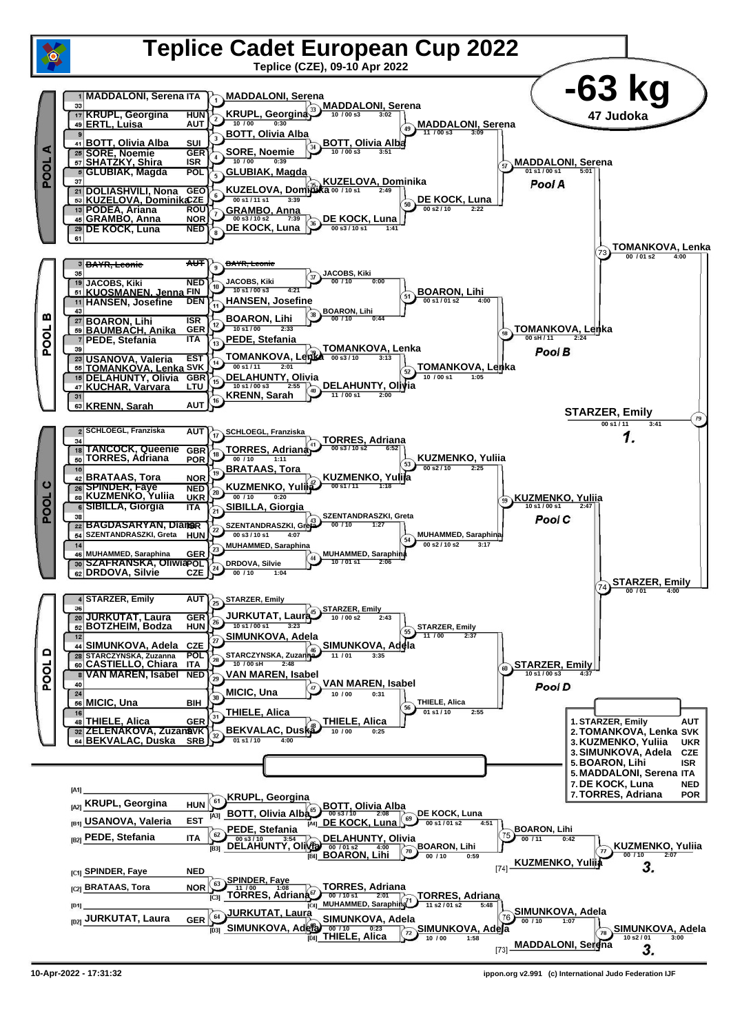# Teplice Cadet European Cup 2022

**Teplice (CZE), 09-10 Apr 2022**

## -63 kg

**47 Judoka**

### POOL A

| No. | Name | Country |
|---|---|---|
| 1 | MADDALONI, Serena | ITA |
| 33 | | |
| 17 | KRUPL, Georgina | HUN |
| 49 | ERTL, Luisa | AUT |
| 9 | | |
| 41 | BOTT, Olivia Alba | SUI |
| 25 | SORE, Noemie | GER |
| 57 | SHATZKY, Shira | ISR |
| 5 | GLUBIAK, Magda | POL |
| 37 | | |
| 21 | DOLIASHVILI, Nona | GEO |
| 53 | KUZELOVA, Dominika | CZE |
| 13 | PODEA, Ariana | ROU |
| 45 | GRAMBO, Anna | NOR |
| 29 | DE KOCK, Luna | NED |
| 61 | | |

- Contest 1: MADDALONI, Serena
- Contest 2: KRUPL, Georgina — 10 / 00, 0:30
- Contest 3: BOTT, Olivia Alba
- Contest 4: SORE, Noemie — 10 / 00, 0:39
- Contest 5: GLUBIAK, Magda
- Contest 6: KUZELOVA, Dominika — 00 s1 / 11 s1, 3:39
- Contest 7: GRAMBO, Anna — 00 s3 / 10 s2, 7:39
- Contest 8: DE KOCK, Luna
- Contest 33: MADDALONI, Serena — 10 / 00 s3, 3:02
- Contest 34: BOTT, Olivia Alba — 10 / 00 s3, 3:51
- Contest 35: KUZELOVA, Dominika — 00 / 10 s1, 2:49
- Contest 36: DE KOCK, Luna — 00 s3 / 10 s1, 1:41
- Contest 49: MADDALONI, Serena — 11 / 00 s3, 3:09
- Contest 50: DE KOCK, Luna — 00 s2 / 10, 2:22
- Contest 57: MADDALONI, Serena — 01 s1 / 00 s1, 5:01

**Pool A**

### POOL B

| No. | Name | Country |
|---|---|---|
| 3 | ~~BAYR, Leonie~~ | ~~AUT~~ |
| 35 | | |
| 19 | JACOBS, Kiki | NED |
| 51 | KUOSMANEN, Jenna | FIN |
| 11 | HANSEN, Josefine | DEN |
| 43 | | |
| 27 | BOARON, Lihi | ISR |
| 59 | BAUMBACH, Anika | GER |
| 7 | PEDE, Stefania | ITA |
| 39 | | |
| 23 | USANOVA, Valeria | EST |
| 55 | TOMANKOVA, Lenka | SVK |
| 15 | DELAHUNTY, Olivia | GBR |
| 47 | KUCHAR, Varvara | LTU |
| 31 | | |
| 63 | KRENN, Sarah | AUT |

- Contest 9: ~~BAYR, Leonie~~
- Contest 10: JACOBS, Kiki — 10 s1 / 00 s3, 4:21
- Contest 11: HANSEN, Josefine
- Contest 12: BOARON, Lihi — 10 s1 / 00, 2:33
- Contest 13: PEDE, Stefania
- Contest 14: TOMANKOVA, Lenka — 00 s1 / 11, 2:01
- Contest 15: DELAHUNTY, Olivia — 10 s1 / 00 s3, 2:55
- Contest 16: KRENN, Sarah
- Contest 37: JACOBS, Kiki — 00 / 10, 0:00
- Contest 38: BOARON, Lihi — 00 / 10, 0:44
- Contest 39: TOMANKOVA, Lenka — 00 s3 / 10, 3:13
- Contest 40: DELAHUNTY, Olivia — 11 / 00 s1, 2:00
- Contest 51: BOARON, Lihi — 00 s1 / 01 s2, 4:00
- Contest 52: TOMANKOVA, Lenka — 10 / 00 s1, 1:05
- Contest 58: TOMANKOVA, Lenka — 00 sH / 11, 2:24

**Pool B**

- Contest 73: TOMANKOVA, Lenka — 00 / 01 s2, 4:00

### POOL C

| No. | Name | Country |
|---|---|---|
| 2 | SCHLOEGL, Franziska | AUT |
| 34 | | |
| 18 | TANCOCK, Queenie | GBR |
| 50 | TORRES, Adriana | POR |
| 10 | | |
| 42 | BRATAAS, Tora | NOR |
| 26 | SPINDER, Faye | NED |
| 58 | KUZMENKO, Yuliia | UKR |
| 6 | SIBILLA, Giorgia | ITA |
| 38 | | |
| 22 | BAGDASARYAN, Diana | ISR |
| 54 | SZENTANDRASZKI, Greta | HUN |
| 14 | | |
| 46 | MUHAMMED, Saraphina | GER |
| 30 | SZAFRANSKA, Oliwia | POL |
| 62 | DRDOVA, Silvie | CZE |

- Contest 17: SCHLOEGL, Franziska
- Contest 18: TORRES, Adriana — 00 / 10, 1:11
- Contest 19: BRATAAS, Tora
- Contest 20: KUZMENKO, Yuliia — 00 / 10, 0:20
- Contest 21: SIBILLA, Giorgia
- Contest 22: SZENTANDRASZKI, Greta — 00 s3 / 10 s1, 4:07
- Contest 23: MUHAMMED, Saraphina
- Contest 24: DRDOVA, Silvie — 00 / 10, 1:04
- Contest 41: TORRES, Adriana — 00 s3 / 10 s2, 6:52
- Contest 42: KUZMENKO, Yuliia — 00 s1 / 11, 1:18
- Contest 43: SZENTANDRASZKI, Greta — 00 / 10, 1:27
- Contest 44: MUHAMMED, Saraphina — 10 / 01 s1, 2:06
- Contest 53: KUZMENKO, Yuliia — 00 s2 / 10, 2:25
- Contest 54: MUHAMMED, Saraphina — 00 s2 / 10 s2, 3:17
- Contest 59: KUZMENKO, Yuliia — 10 s1 / 00 s1, 2:47

**Pool C**

### POOL D

| No. | Name | Country |
|---|---|---|
| 4 | STARZER, Emily | AUT |
| 36 | | |
| 20 | JURKUTAT, Laura | GER |
| 52 | BOTZHEIM, Bodza | HUN |
| 12 | | |
| 44 | SIMUNKOVA, Adela | CZE |
| 28 | STARCZYNSKA, Zuzanna | POL |
| 60 | CASTIELLO, Chiara | ITA |
| 8 | VAN MAREN, Isabel | NED |
| 40 | | |
| 24 | | |
| 56 | MICIC, Una | BIH |
| 16 | | |
| 48 | THIELE, Alica | GER |
| 32 | ZELENAKOVA, Zuzana | SVK |
| 64 | BEKVALAC, Duska | SRB |

- Contest 25: STARZER, Emily
- Contest 26: JURKUTAT, Laura — 10 s1 / 00 s1, 3:23
- Contest 27: SIMUNKOVA, Adela
- Contest 28: STARCZYNSKA, Zuzanna — 10 / 00 sH, 2:48
- Contest 29: VAN MAREN, Isabel
- Contest 30: MICIC, Una
- Contest 31: THIELE, Alica
- Contest 32: BEKVALAC, Duska — 01 s1 / 10, 4:00
- Contest 45: STARZER, Emily — 10 / 00 s2, 2:43
- Contest 46: SIMUNKOVA, Adela — 11 / 01, 3:35
- Contest 47: VAN MAREN, Isabel — 10 / 00, 0:31
- Contest 48: THIELE, Alica — 10 / 00, 0:25
- Contest 55: STARZER, Emily — 11 / 00, 2:37
- Contest 56: THIELE, Alica — 01 s1 / 10, 2:55
- Contest 60: STARZER, Emily — 10 s1 / 00 s3, 4:37

**Pool D**

- Contest 74: STARZER, Emily — 00 / 01, 4:00

### Final

- Contest 79: STARZER, Emily — 00 s1 / 11, 3:41 — **1.**

### Repechage

- [A1] —
- [A2] KRUPL, Georgina (HUN)
- [B1] USANOVA, Valeria (EST)
- [B2] PEDE, Stefania (ITA)
- [C1] SPINDER, Faye (NED)
- [C2] BRATAAS, Tora (NOR)
- [D1] —
- [D2] JURKUTAT, Laura (GER)

- Contest 61: KRUPL, Georgina
- Contest 62: PEDE, Stefania — 00 s3 / 10, 3:54
- Contest 63: SPINDER, Faye — 11 / 00, 1:08
- Contest 64: JURKUTAT, Laura
- Contest 65: [A3] BOTT, Olivia Alba vs [A4] DE KOCK, Luna — BOTT, Olivia Alba — 00 s3 / 10, 2:08
- Contest 66: [B3] DELAHUNTY, Olivia vs [B4] BOARON, Lihi — DELAHUNTY, Olivia — 00 / 01 s2, 4:00
- Contest 67: [C3] TORRES, Adriana vs [C4] MUHAMMED, Saraphina — TORRES, Adriana — 00 / 10 s1, 2:01
- Contest 68: [D3] SIMUNKOVA, Adela vs [D4] THIELE, Alica — SIMUNKOVA, Adela — 00 / 10, 0:23
- Contest 69: DE KOCK, Luna — 00 s1 / 01 s2, 4:51
- Contest 70: BOARON, Lihi — 00 / 10, 0:59
- Contest 71: TORRES, Adriana — 11 s2 / 01 s2, 5:48
- Contest 72: SIMUNKOVA, Adela — 10 / 00, 1:58
- Contest 75: BOARON, Lihi — 00 / 11, 0:42
- Contest 76: SIMUNKOVA, Adela — 00 / 10, 1:07
- Contest 77: BOARON, Lihi vs [74] KUZMENKO, Yuliia — KUZMENKO, Yuliia — 00 / 10, 2:07 — **3.**
- Contest 78: SIMUNKOVA, Adela vs [73] MADDALONI, Serena — SIMUNKOVA, Adela — 10 s2 / 01, 3:00 — **3.**

### Final Ranking

| Rank | Name | Country |
|---|---|---|
| 1. | STARZER, Emily | AUT |
| 2. | TOMANKOVA, Lenka | SVK |
| 3. | KUZMENKO, Yuliia | UKR |
| 3. | SIMUNKOVA, Adela | CZE |
| 5. | BOARON, Lihi | ISR |
| 5. | MADDALONI, Serena | ITA |
| 7. | DE KOCK, Luna | NED |
| 7. | TORRES, Adriana | POR |

10-Apr-2022 - 17:31:32

ippon.org v2.991 (c) International Judo Federation IJF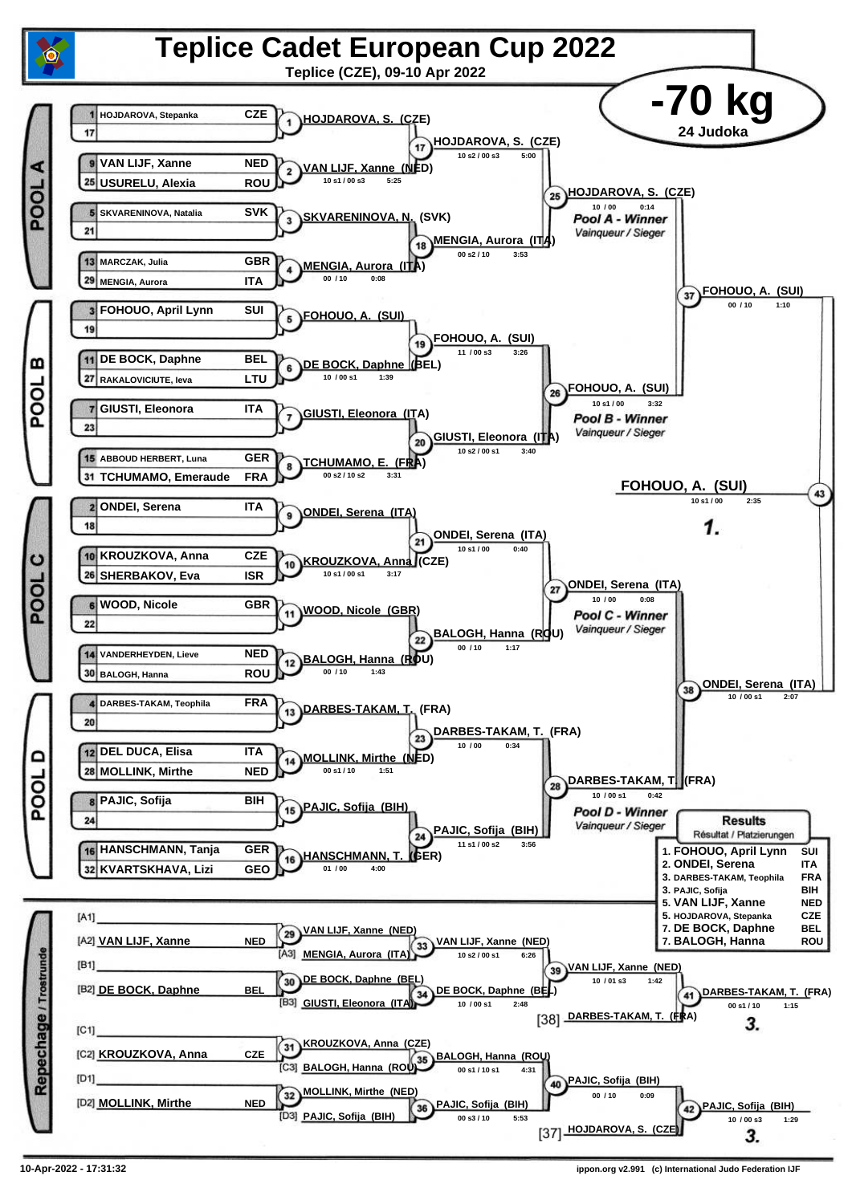# Teplice Cadet European Cup 2022

**Teplice (CZE), 09-10 Apr 2022**

## -70 kg

**24 Judoka**

## POOL A

| Seed | Name | Nation |
|---|---|---|
| 1 | HOJDAROVA, Stepanka | CZE |
| 17 | | |
| 9 | VAN LIJF, Xanne | NED |
| 25 | USURELU, Alexia | ROU |
| 5 | SKVARENINOVA, Natalia | SVK |
| 21 | | |
| 13 | MARCZAK, Julia | GBR |
| 29 | MENGIA, Aurora | ITA |

- (1) HOJDAROVA, S. (CZE)
- (2) VAN LIJF, Xanne (NED) — 10 s1 / 00 s3 — 5:25
- (3) SKVARENINOVA, N. (SVK)
- (4) MENGIA, Aurora (ITA) — 00 / 10 — 0:08
- (17) HOJDAROVA, S. (CZE) — 10 s2 / 00 s3 — 5:00
- (18) MENGIA, Aurora (ITA) — 00 s2 / 10 — 3:53
- (25) HOJDAROVA, S. (CZE) — 10 / 00 — 0:14 — *Pool A - Winner* *Vainqueur / Sieger*

## POOL B

| Seed | Name | Nation |
|---|---|---|
| 3 | FOHOUO, April Lynn | SUI |
| 19 | | |
| 11 | DE BOCK, Daphne | BEL |
| 27 | RAKALOVICIUTE, Ieva | LTU |
| 7 | GIUSTI, Eleonora | ITA |
| 23 | | |
| 15 | ABBOUD HERBERT, Luna | GER |
| 31 | TCHUMAMO, Emeraude | FRA |

- (5) FOHOUO, A. (SUI)
- (6) DE BOCK, Daphne (BEL) — 10 / 00 s1 — 1:39
- (7) GIUSTI, Eleonora (ITA)
- (8) TCHUMAMO, E. (FRA) — 00 s2 / 10 s2 — 3:31
- (19) FOHOUO, A. (SUI) — 11 / 00 s3 — 3:26
- (20) GIUSTI, Eleonora (ITA) — 10 s2 / 00 s1 — 3:40
- (26) FOHOUO, A. (SUI) — 10 s1 / 00 — 3:32 — *Pool B - Winner* *Vainqueur / Sieger*

## POOL C

| Seed | Name | Nation |
|---|---|---|
| 2 | ONDEI, Serena | ITA |
| 18 | | |
| 10 | KROUZKOVA, Anna | CZE |
| 26 | SHERBAKOV, Eva | ISR |
| 6 | WOOD, Nicole | GBR |
| 22 | | |
| 14 | VANDERHEYDEN, Lieve | NED |
| 30 | BALOGH, Hanna | ROU |

- (9) ONDEI, Serena (ITA)
- (10) KROUZKOVA, Anna (CZE) — 10 s1 / 00 s1 — 3:17
- (11) WOOD, Nicole (GBR)
- (12) BALOGH, Hanna (ROU) — 00 / 10 — 1:43
- (21) ONDEI, Serena (ITA) — 10 s1 / 00 — 0:40
- (22) BALOGH, Hanna (ROU) — 00 / 10 — 1:17
- (27) ONDEI, Serena (ITA) — 10 / 00 — 0:08 — *Pool C - Winner* *Vainqueur / Sieger*

## POOL D

| Seed | Name | Nation |
|---|---|---|
| 4 | DARBES-TAKAM, Teophila | FRA |
| 20 | | |
| 12 | DEL DUCA, Elisa | ITA |
| 28 | MOLLINK, Mirthe | NED |
| 8 | PAJIC, Sofija | BIH |
| 24 | | |
| 16 | HANSCHMANN, Tanja | GER |
| 32 | KVARTSKHAVA, Lizi | GEO |

- (13) DARBES-TAKAM, T. (FRA)
- (14) MOLLINK, Mirthe (NED) — 00 s1 / 10 — 1:51
- (15) PAJIC, Sofija (BIH)
- (16) HANSCHMANN, T. (GER) — 01 / 00 — 4:00
- (23) DARBES-TAKAM, T. (FRA) — 10 / 00 — 0:34
- (24) PAJIC, Sofija (BIH) — 11 s1 / 00 s2 — 3:56
- (28) DARBES-TAKAM, T. (FRA) — 10 / 00 s1 — 0:42 — *Pool D - Winner* *Vainqueur / Sieger*

## Semi-finals and Final

- (37) FOHOUO, A. (SUI) — 00 / 10 — 1:10
- (38) ONDEI, Serena (ITA) — 10 / 00 s1 — 2:07
- (43) **FOHOUO, A. (SUI)** — 10 s1 / 00 — 2:35 — **1.**

## Repechage / Trostrunde

- [A1]
- [A2] VAN LIJF, Xanne — NED
- [B1]
- [B2] DE BOCK, Daphne — BEL
- [C1]
- [C2] KROUZKOVA, Anna — CZE
- [D1]
- [D2] MOLLINK, Mirthe — NED

- (29) VAN LIJF, Xanne (NED)
- (30) DE BOCK, Daphne (BEL)
- (31) KROUZKOVA, Anna (CZE)
- (32) MOLLINK, Mirthe (NED)
- (33) VAN LIJF, Xanne (NED) vs [A3] MENGIA, Aurora (ITA) — 10 s2 / 00 s1 — 6:26
- (34) DE BOCK, Daphne (BEL) vs [B3] GIUSTI, Eleonora (ITA) — 10 / 00 s1 — 2:48
- (35) BALOGH, Hanna (ROU) vs [C3] BALOGH, Hanna (ROU) — 00 s1 / 10 s1 — 4:31
- (36) PAJIC, Sofija (BIH) vs [D3] PAJIC, Sofija (BIH) — 00 s3 / 10 — 5:53
- (39) VAN LIJF, Xanne (NED) — 10 / 01 s3 — 1:42
- (40) PAJIC, Sofija (BIH) — 00 / 10 — 0:09
- (41) DARBES-TAKAM, T. (FRA) vs [38] DARBES-TAKAM, T. (FRA) — 00 s1 / 10 — 1:15 — **3.**
- (42) PAJIC, Sofija (BIH) vs [37] HOJDAROVA, S. (CZE) — 10 / 00 s3 — 1:29 — **3.**

## Results

*Résultat / Platzierungen*

| Place | Name | Nation |
|---|---|---|
| 1. | FOHOUO, April Lynn | SUI |
| 2. | ONDEI, Serena | ITA |
| 3. | DARBES-TAKAM, Teophila | FRA |
| 3. | PAJIC, Sofija | BIH |
| 5. | VAN LIJF, Xanne | NED |
| 5. | HOJDAROVA, Stepanka | CZE |
| 7. | DE BOCK, Daphne | BEL |
| 7. | BALOGH, Hanna | ROU |

10-Apr-2022 - 17:31:32 — ippon.org v2.991 (c) International Judo Federation IJF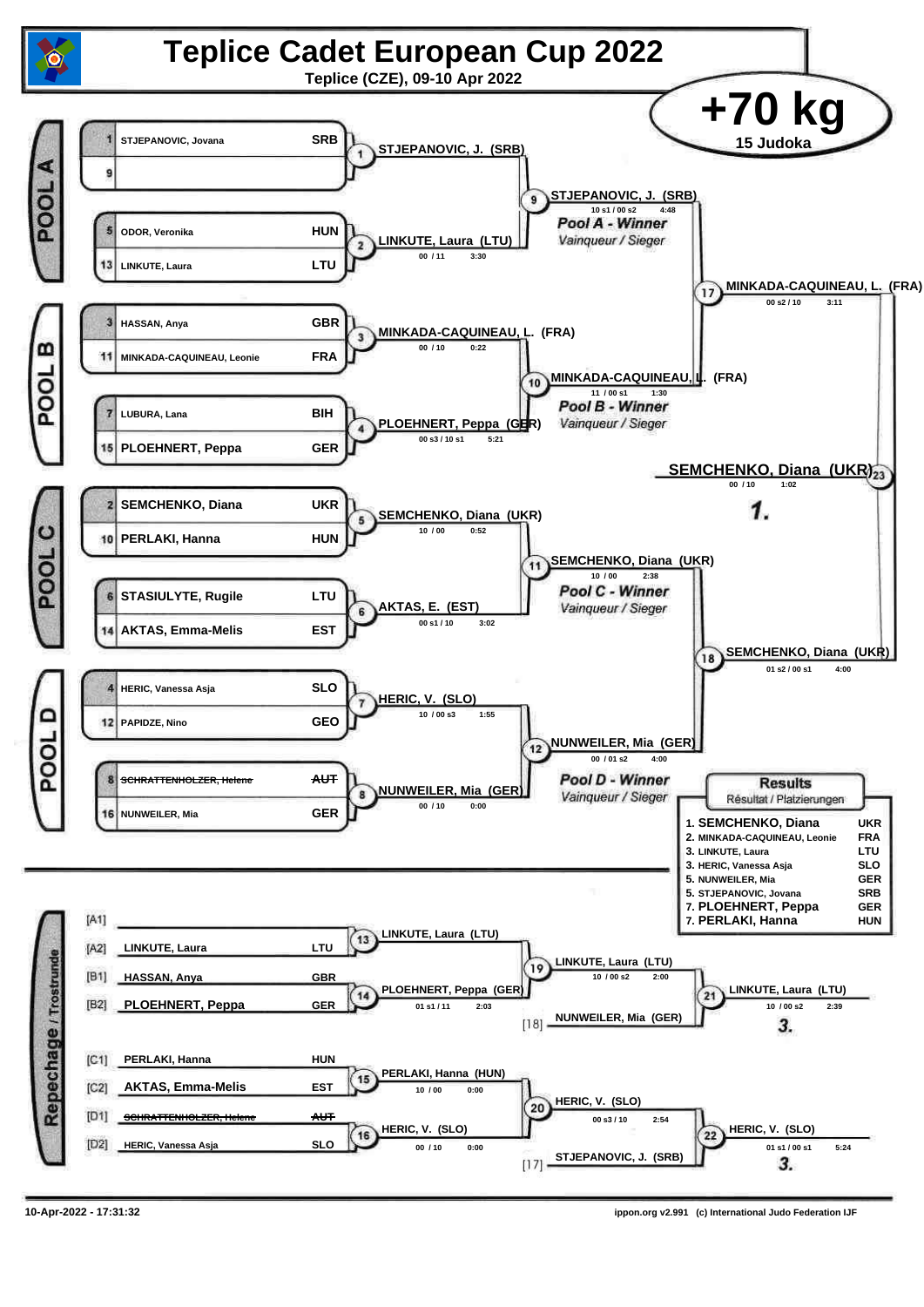# Teplice Cadet European Cup 2022

Teplice (CZE), 09-10 Apr 2022

## +70 kg

15 Judoka

### POOL A

| Seed | Name | Nation |
|---|---|---|
| 1 | STJEPANOVIC, Jovana | SRB |
| 9 | | |
| 5 | ODOR, Veronika | HUN |
| 13 | LINKUTE, Laura | LTU |

- Contest 1: STJEPANOVIC, J. (SRB)
- Contest 2: LINKUTE, Laura (LTU) — 00 / 11 — 3:30
- Contest 9: STJEPANOVIC, J. (SRB) — 10 s1 / 00 s2 — 4:48

*Pool A - Winner*
*Vainqueur / Sieger*

### POOL B

| Seed | Name | Nation |
|---|---|---|
| 3 | HASSAN, Anya | GBR |
| 11 | MINKADA-CAQUINEAU, Leonie | FRA |
| 7 | LUBURA, Lana | BIH |
| 15 | PLOEHNERT, Peppa | GER |

- Contest 3: MINKADA-CAQUINEAU, L. (FRA) — 00 / 10 — 0:22
- Contest 4: PLOEHNERT, Peppa (GER) — 00 s3 / 10 s1 — 5:21
- Contest 10: MINKADA-CAQUINEAU, L. (FRA) — 11 / 00 s1 — 1:30

*Pool B - Winner*
*Vainqueur / Sieger*

- Contest 17: MINKADA-CAQUINEAU, L. (FRA) — 00 s2 / 10 — 3:11

### POOL C

| Seed | Name | Nation |
|---|---|---|
| 2 | SEMCHENKO, Diana | UKR |
| 10 | PERLAKI, Hanna | HUN |
| 6 | STASIULYTE, Rugile | LTU |
| 14 | AKTAS, Emma-Melis | EST |

- Contest 5: SEMCHENKO, Diana (UKR) — 10 / 00 — 0:52
- Contest 6: AKTAS, E. (EST) — 00 s1 / 10 — 3:02
- Contest 11: SEMCHENKO, Diana (UKR) — 10 / 00 — 2:38

*Pool C - Winner*
*Vainqueur / Sieger*

### POOL D

| Seed | Name | Nation |
|---|---|---|
| 4 | HERIC, Vanessa Asja | SLO |
| 12 | PAPIDZE, Nino | GEO |
| 8 | ~~SCHRATTENHOLZER, Helene~~ | ~~AUT~~ |
| 16 | NUNWEILER, Mia | GER |

- Contest 7: HERIC, V. (SLO) — 10 / 00 s3 — 1:55
- Contest 8: NUNWEILER, Mia (GER) — 00 / 10 — 0:00
- Contest 12: NUNWEILER, Mia (GER) — 00 / 01 s2 — 4:00

*Pool D - Winner*
*Vainqueur / Sieger*

- Contest 18: SEMCHENKO, Diana (UKR) — 01 s2 / 00 s1 — 4:00

### Final

- Contest 23: SEMCHENKO, Diana (UKR) — 00 / 10 — 1:02

**1.**

### Repechage / Trostrunde

| Pos | Name | Nation |
|---|---|---|
| [A1] | | |
| [A2] | LINKUTE, Laura | LTU |
| [B1] | HASSAN, Anya | GBR |
| [B2] | PLOEHNERT, Peppa | GER |
| [C1] | PERLAKI, Hanna | HUN |
| [C2] | AKTAS, Emma-Melis | EST |
| [D1] | ~~SCHRATTENHOLZER, Helene~~ | ~~AUT~~ |
| [D2] | HERIC, Vanessa Asja | SLO |

- Contest 13: LINKUTE, Laura (LTU)
- Contest 14: PLOEHNERT, Peppa (GER) — 01 s1 / 11 — 2:03
- Contest 19: LINKUTE, Laura (LTU) — 10 / 00 s2 — 2:00
- [18] NUNWEILER, Mia (GER)
- Contest 21: LINKUTE, Laura (LTU) — 10 / 00 s2 — 2:39 — **3.**
- Contest 15: PERLAKI, Hanna (HUN) — 10 / 00 — 0:00
- Contest 16: HERIC, V. (SLO) — 00 / 10 — 0:00
- Contest 20: HERIC, V. (SLO) — 00 s3 / 10 — 2:54
- [17] STJEPANOVIC, J. (SRB)
- Contest 22: HERIC, V. (SLO) — 01 s1 / 00 s1 — 5:24 — **3.**

### Results
Résultat / Platzierungen

| Place | Name | Nation |
|---|---|---|
| 1. | SEMCHENKO, Diana | UKR |
| 2. | MINKADA-CAQUINEAU, Leonie | FRA |
| 3. | LINKUTE, Laura | LTU |
| 3. | HERIC, Vanessa Asja | SLO |
| 5. | NUNWEILER, Mia | GER |
| 5. | STJEPANOVIC, Jovana | SRB |
| 7. | PLOEHNERT, Peppa | GER |
| 7. | PERLAKI, Hanna | HUN |

10-Apr-2022 - 17:31:32

ippon.org v2.991 (c) International Judo Federation IJF